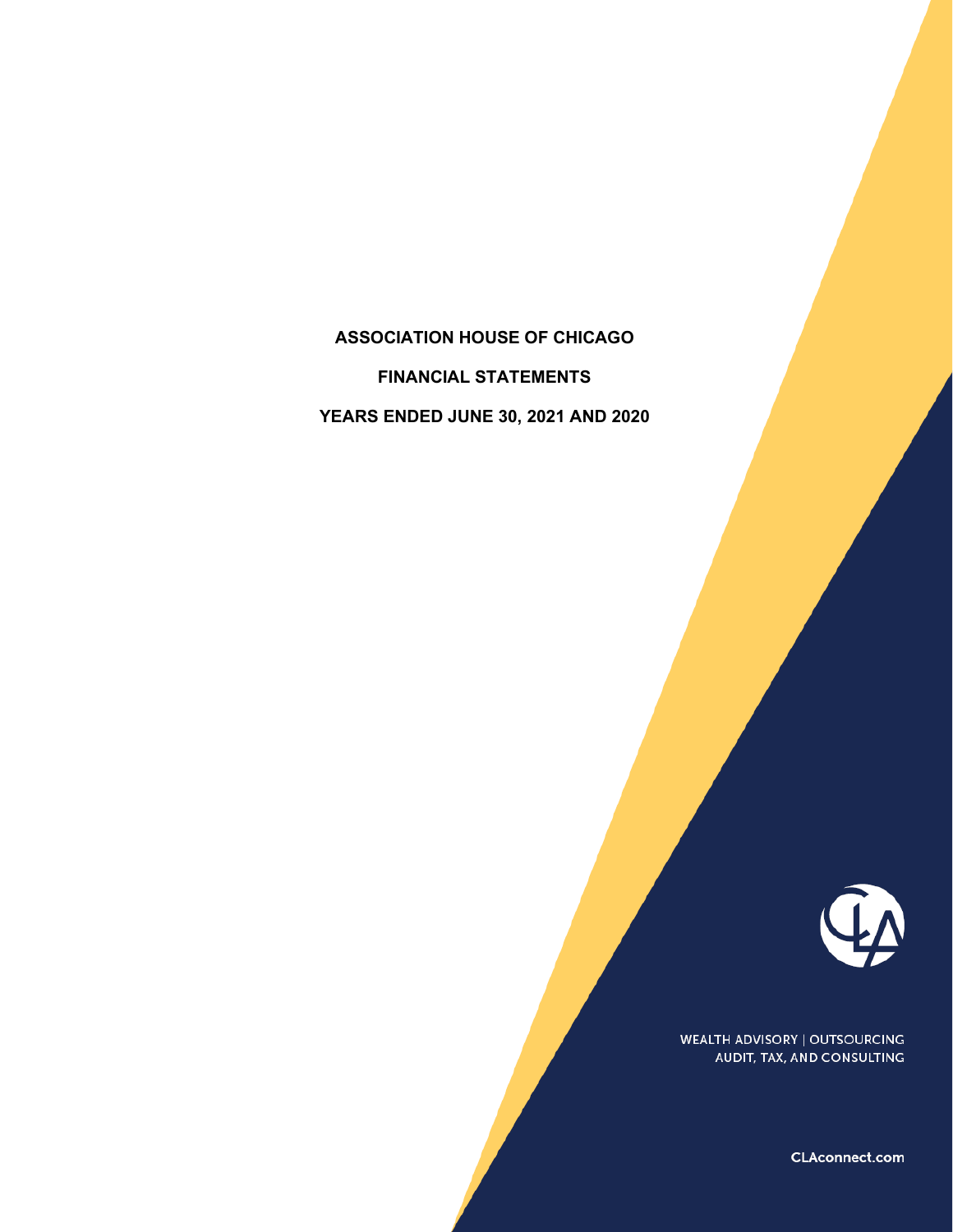# ASSOCIATION HOUSE OF CHICAGO

## FINANCIAL STATEMENTS

## YEARS ENDED JUNE 30, 2021 AND 2020

WEALTH ADVISORY | OUTSOURCING
AUDIT, TAX, AND CONSULTING

CLAconnect.com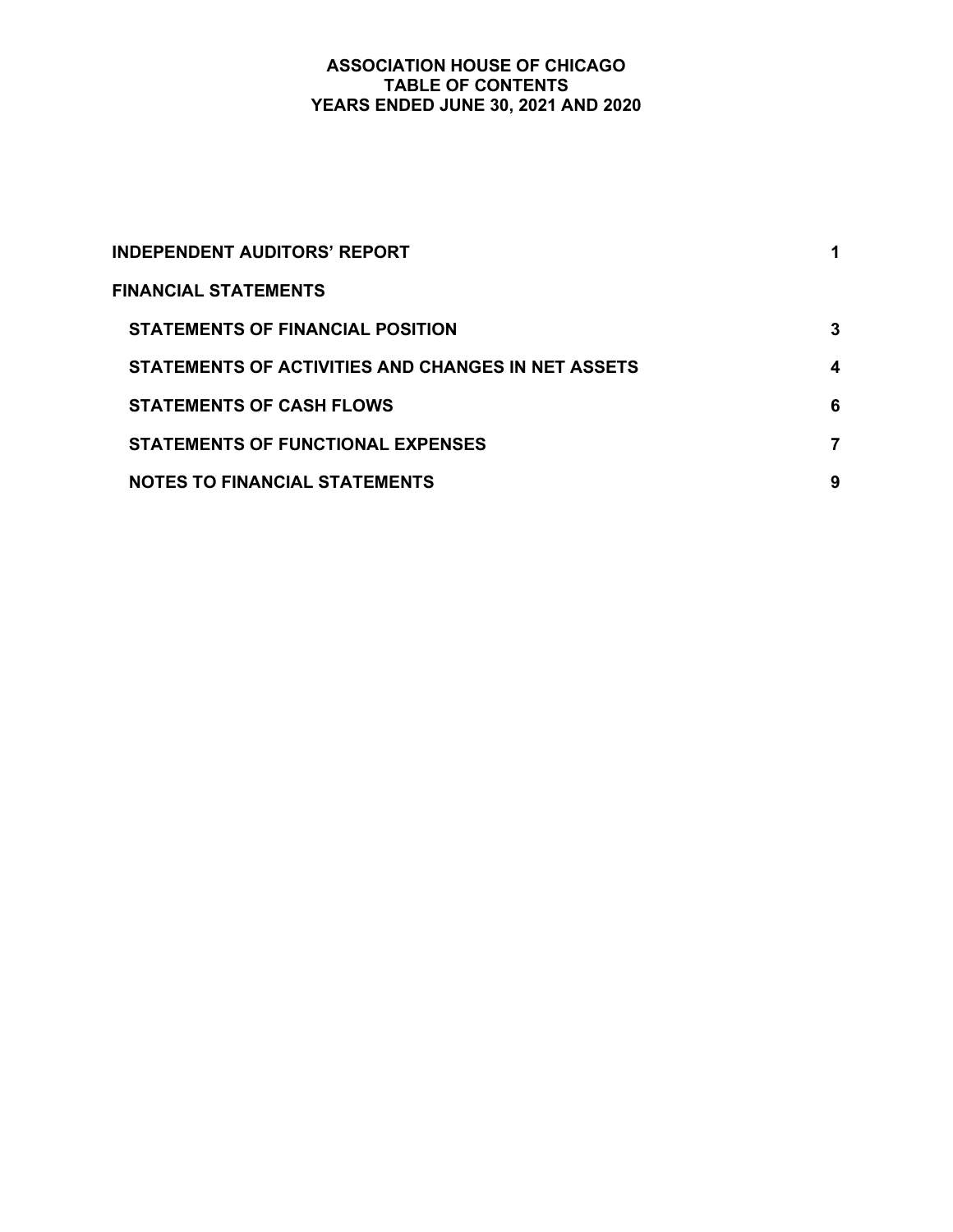# ASSOCIATION HOUSE OF CHICAGO
## TABLE OF CONTENTS
## YEARS ENDED JUNE 30, 2021 AND 2020

| | |
|---|---|
| **INDEPENDENT AUDITORS' REPORT** | **1** |
| **FINANCIAL STATEMENTS** | |
| **STATEMENTS OF FINANCIAL POSITION** | **3** |
| **STATEMENTS OF ACTIVITIES AND CHANGES IN NET ASSETS** | **4** |
| **STATEMENTS OF CASH FLOWS** | **6** |
| **STATEMENTS OF FUNCTIONAL EXPENSES** | **7** |
| **NOTES TO FINANCIAL STATEMENTS** | **9** |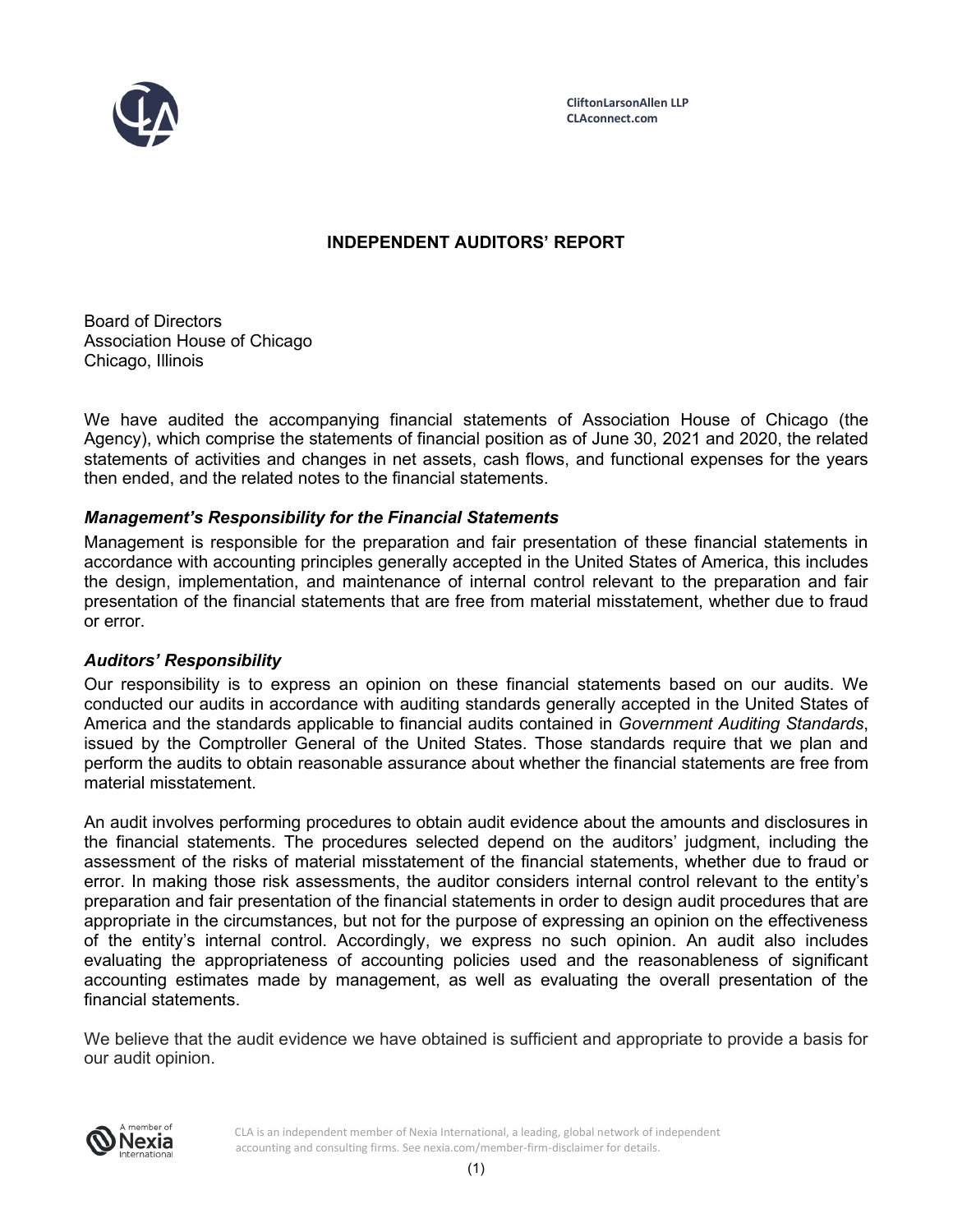CliftonLarsonAllen LLP
CLAconnect.com

# INDEPENDENT AUDITORS' REPORT

Board of Directors
Association House of Chicago
Chicago, Illinois

We have audited the accompanying financial statements of Association House of Chicago (the Agency), which comprise the statements of financial position as of June 30, 2021 and 2020, the related statements of activities and changes in net assets, cash flows, and functional expenses for the years then ended, and the related notes to the financial statements.

### *Management's Responsibility for the Financial Statements*

Management is responsible for the preparation and fair presentation of these financial statements in accordance with accounting principles generally accepted in the United States of America, this includes the design, implementation, and maintenance of internal control relevant to the preparation and fair presentation of the financial statements that are free from material misstatement, whether due to fraud or error.

### *Auditors' Responsibility*

Our responsibility is to express an opinion on these financial statements based on our audits. We conducted our audits in accordance with auditing standards generally accepted in the United States of America and the standards applicable to financial audits contained in *Government Auditing Standards*, issued by the Comptroller General of the United States. Those standards require that we plan and perform the audits to obtain reasonable assurance about whether the financial statements are free from material misstatement.

An audit involves performing procedures to obtain audit evidence about the amounts and disclosures in the financial statements. The procedures selected depend on the auditors' judgment, including the assessment of the risks of material misstatement of the financial statements, whether due to fraud or error. In making those risk assessments, the auditor considers internal control relevant to the entity's preparation and fair presentation of the financial statements in order to design audit procedures that are appropriate in the circumstances, but not for the purpose of expressing an opinion on the effectiveness of the entity's internal control. Accordingly, we express no such opinion. An audit also includes evaluating the appropriateness of accounting policies used and the reasonableness of significant accounting estimates made by management, as well as evaluating the overall presentation of the financial statements.

We believe that the audit evidence we have obtained is sufficient and appropriate to provide a basis for our audit opinion.

CLA is an independent member of Nexia International, a leading, global network of independent accounting and consulting firms. See nexia.com/member-firm-disclaimer for details.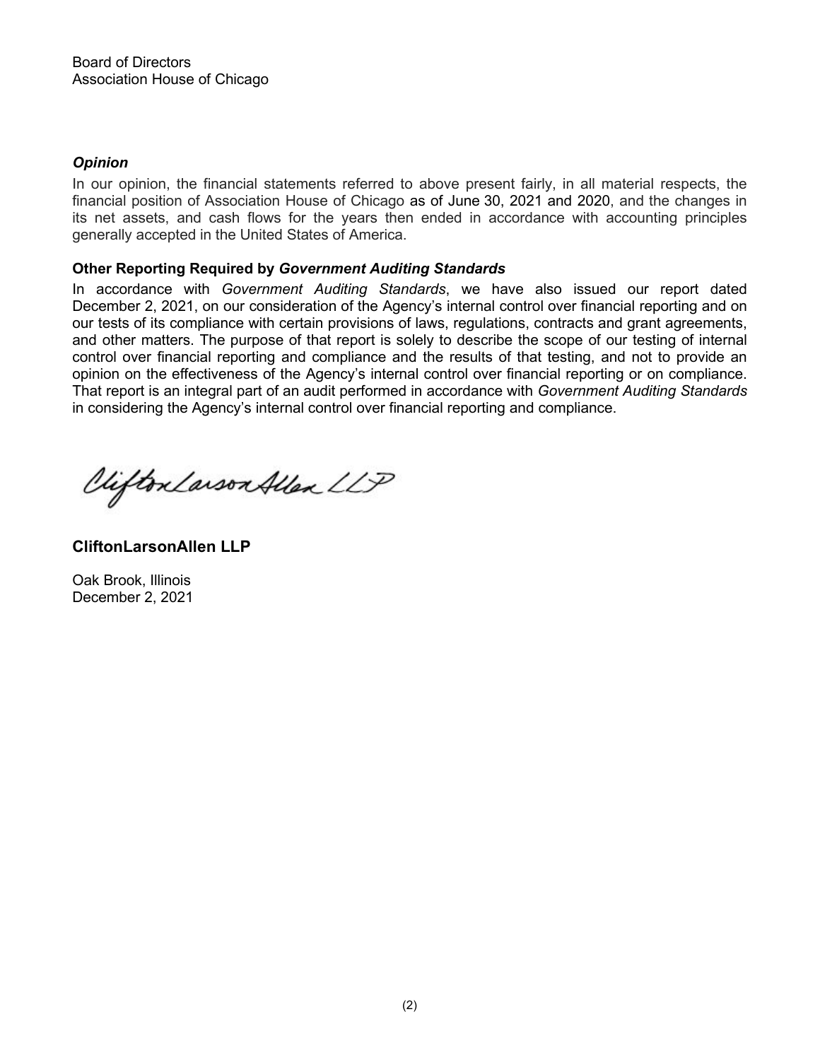Board of Directors
Association House of Chicago

### *Opinion*

In our opinion, the financial statements referred to above present fairly, in all material respects, the financial position of Association House of Chicago as of June 30, 2021 and 2020, and the changes in its net assets, and cash flows for the years then ended in accordance with accounting principles generally accepted in the United States of America.

### Other Reporting Required by *Government Auditing Standards*

In accordance with *Government Auditing Standards*, we have also issued our report dated December 2, 2021, on our consideration of the Agency's internal control over financial reporting and on our tests of its compliance with certain provisions of laws, regulations, contracts and grant agreements, and other matters. The purpose of that report is solely to describe the scope of our testing of internal control over financial reporting and compliance and the results of that testing, and not to provide an opinion on the effectiveness of the Agency's internal control over financial reporting or on compliance. That report is an integral part of an audit performed in accordance with *Government Auditing Standards* in considering the Agency's internal control over financial reporting and compliance.

CliftonLarsonAllen LLP

**CliftonLarsonAllen LLP**

Oak Brook, Illinois
December 2, 2021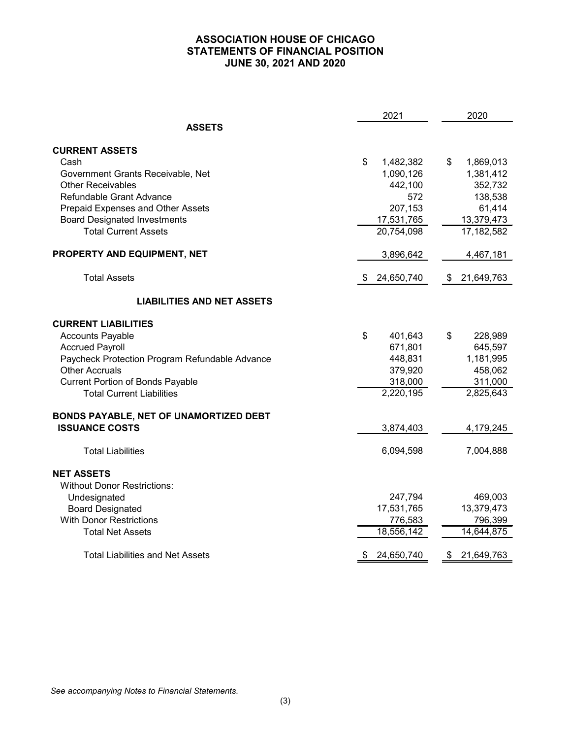# ASSOCIATION HOUSE OF CHICAGO
## STATEMENTS OF FINANCIAL POSITION
### JUNE 30, 2021 AND 2020

| | 2021 | 2020 |
|---|---|---|
| **ASSETS** | | |
| **CURRENT ASSETS** | | |
| Cash | $ 1,482,382 | $ 1,869,013 |
| Government Grants Receivable, Net | 1,090,126 | 1,381,412 |
| Other Receivables | 442,100 | 352,732 |
| Refundable Grant Advance | 572 | 138,538 |
| Prepaid Expenses and Other Assets | 207,153 | 61,414 |
| Board Designated Investments | 17,531,765 | 13,379,473 |
| Total Current Assets | 20,754,098 | 17,182,582 |
| **PROPERTY AND EQUIPMENT, NET** | 3,896,642 | 4,467,181 |
| Total Assets | $ 24,650,740 | $ 21,649,763 |
| **LIABILITIES AND NET ASSETS** | | |
| **CURRENT LIABILITIES** | | |
| Accounts Payable | $ 401,643 | $ 228,989 |
| Accrued Payroll | 671,801 | 645,597 |
| Paycheck Protection Program Refundable Advance | 448,831 | 1,181,995 |
| Other Accruals | 379,920 | 458,062 |
| Current Portion of Bonds Payable | 318,000 | 311,000 |
| Total Current Liabilities | 2,220,195 | 2,825,643 |
| **BONDS PAYABLE, NET OF UNAMORTIZED DEBT ISSUANCE COSTS** | 3,874,403 | 4,179,245 |
| Total Liabilities | 6,094,598 | 7,004,888 |
| **NET ASSETS** | | |
| Without Donor Restrictions: | | |
| Undesignated | 247,794 | 469,003 |
| Board Designated | 17,531,765 | 13,379,473 |
| With Donor Restrictions | 776,583 | 796,399 |
| Total Net Assets | 18,556,142 | 14,644,875 |
| Total Liabilities and Net Assets | $ 24,650,740 | $ 21,649,763 |

*See accompanying Notes to Financial Statements.*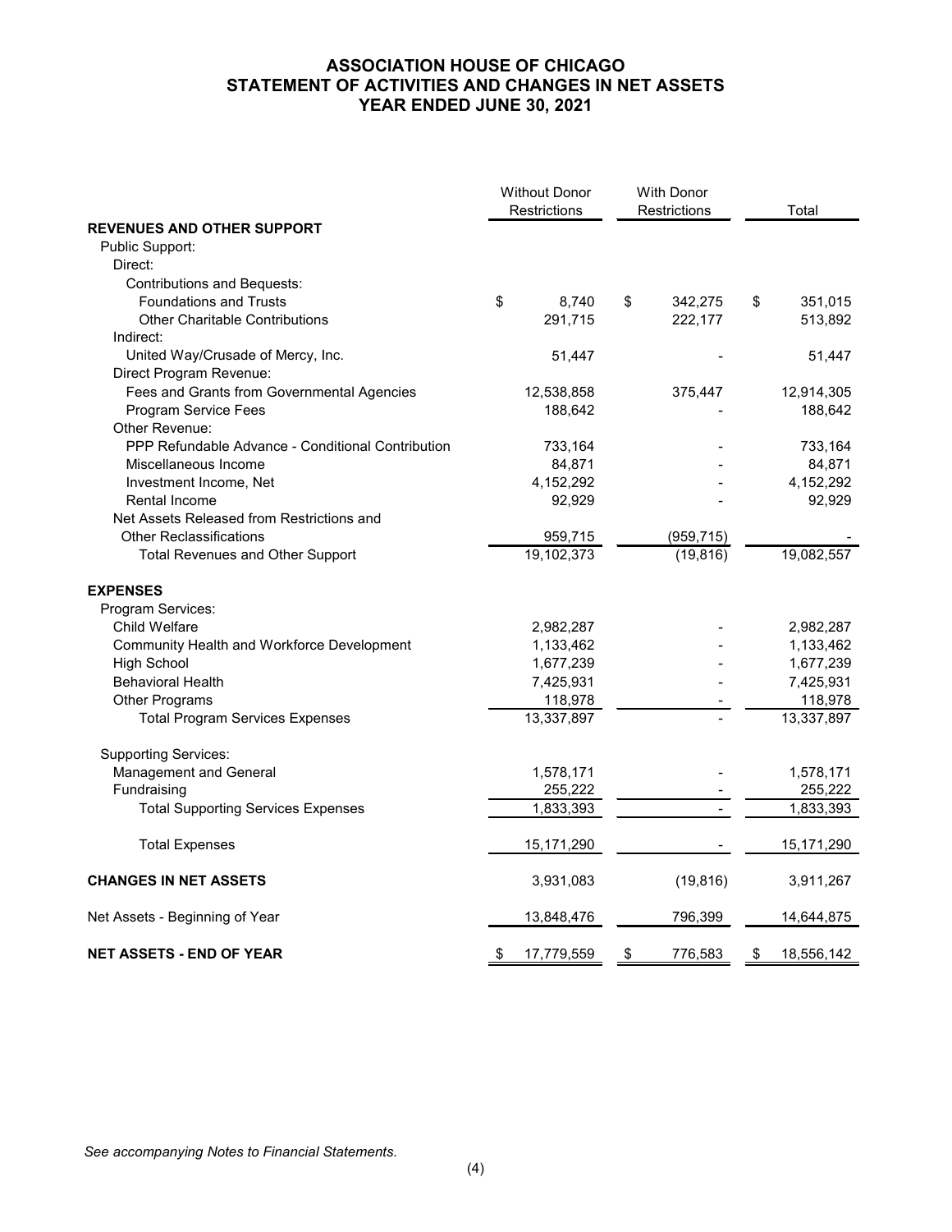# ASSOCIATION HOUSE OF CHICAGO
## STATEMENT OF ACTIVITIES AND CHANGES IN NET ASSETS
## YEAR ENDED JUNE 30, 2021

| | Without Donor Restrictions | With Donor Restrictions | Total |
|---|---|---|---|
| **REVENUES AND OTHER SUPPORT** | | | |
| Public Support: | | | |
| Direct: | | | |
| Contributions and Bequests: | | | |
| Foundations and Trusts | $ 8,740 | $ 342,275 | $ 351,015 |
| Other Charitable Contributions | 291,715 | 222,177 | 513,892 |
| Indirect: | | | |
| United Way/Crusade of Mercy, Inc. | 51,447 | - | 51,447 |
| Direct Program Revenue: | | | |
| Fees and Grants from Governmental Agencies | 12,538,858 | 375,447 | 12,914,305 |
| Program Service Fees | 188,642 | - | 188,642 |
| Other Revenue: | | | |
| PPP Refundable Advance - Conditional Contribution | 733,164 | - | 733,164 |
| Miscellaneous Income | 84,871 | - | 84,871 |
| Investment Income, Net | 4,152,292 | - | 4,152,292 |
| Rental Income | 92,929 | - | 92,929 |
| Net Assets Released from Restrictions and Other Reclassifications | 959,715 | (959,715) | - |
| Total Revenues and Other Support | 19,102,373 | (19,816) | 19,082,557 |
| **EXPENSES** | | | |
| Program Services: | | | |
| Child Welfare | 2,982,287 | - | 2,982,287 |
| Community Health and Workforce Development | 1,133,462 | - | 1,133,462 |
| High School | 1,677,239 | - | 1,677,239 |
| Behavioral Health | 7,425,931 | - | 7,425,931 |
| Other Programs | 118,978 | - | 118,978 |
| Total Program Services Expenses | 13,337,897 | - | 13,337,897 |
| Supporting Services: | | | |
| Management and General | 1,578,171 | - | 1,578,171 |
| Fundraising | 255,222 | - | 255,222 |
| Total Supporting Services Expenses | 1,833,393 | - | 1,833,393 |
| Total Expenses | 15,171,290 | - | 15,171,290 |
| **CHANGES IN NET ASSETS** | 3,931,083 | (19,816) | 3,911,267 |
| Net Assets - Beginning of Year | 13,848,476 | 796,399 | 14,644,875 |
| **NET ASSETS - END OF YEAR** | $ 17,779,559 | $ 776,583 | $ 18,556,142 |

*See accompanying Notes to Financial Statements.*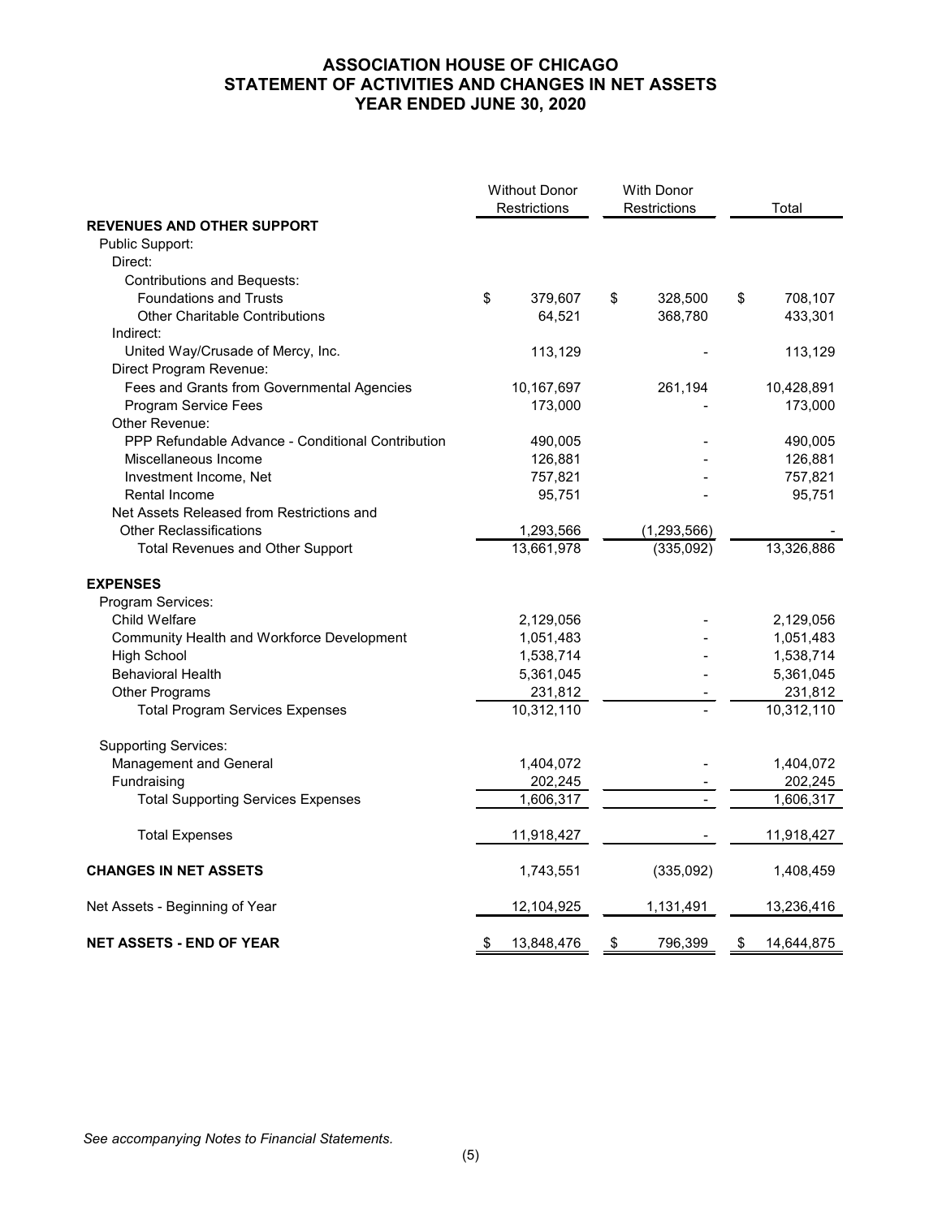# ASSOCIATION HOUSE OF CHICAGO
## STATEMENT OF ACTIVITIES AND CHANGES IN NET ASSETS
## YEAR ENDED JUNE 30, 2020

| | Without Donor Restrictions | With Donor Restrictions | Total |
|---|---|---|---|
| **REVENUES AND OTHER SUPPORT** | | | |
| Public Support: | | | |
| Direct: | | | |
| Contributions and Bequests: | | | |
| Foundations and Trusts | $ 379,607 | $ 328,500 | $ 708,107 |
| Other Charitable Contributions | 64,521 | 368,780 | 433,301 |
| Indirect: | | | |
| United Way/Crusade of Mercy, Inc. | 113,129 | - | 113,129 |
| Direct Program Revenue: | | | |
| Fees and Grants from Governmental Agencies | 10,167,697 | 261,194 | 10,428,891 |
| Program Service Fees | 173,000 | - | 173,000 |
| Other Revenue: | | | |
| PPP Refundable Advance - Conditional Contribution | 490,005 | - | 490,005 |
| Miscellaneous Income | 126,881 | - | 126,881 |
| Investment Income, Net | 757,821 | - | 757,821 |
| Rental Income | 95,751 | - | 95,751 |
| Net Assets Released from Restrictions and Other Reclassifications | 1,293,566 | (1,293,566) | - |
| Total Revenues and Other Support | 13,661,978 | (335,092) | 13,326,886 |
| **EXPENSES** | | | |
| Program Services: | | | |
| Child Welfare | 2,129,056 | - | 2,129,056 |
| Community Health and Workforce Development | 1,051,483 | - | 1,051,483 |
| High School | 1,538,714 | - | 1,538,714 |
| Behavioral Health | 5,361,045 | - | 5,361,045 |
| Other Programs | 231,812 | - | 231,812 |
| Total Program Services Expenses | 10,312,110 | - | 10,312,110 |
| Supporting Services: | | | |
| Management and General | 1,404,072 | - | 1,404,072 |
| Fundraising | 202,245 | - | 202,245 |
| Total Supporting Services Expenses | 1,606,317 | - | 1,606,317 |
| Total Expenses | 11,918,427 | - | 11,918,427 |
| **CHANGES IN NET ASSETS** | 1,743,551 | (335,092) | 1,408,459 |
| Net Assets - Beginning of Year | 12,104,925 | 1,131,491 | 13,236,416 |
| **NET ASSETS - END OF YEAR** | $ 13,848,476 | $ 796,399 | $ 14,644,875 |

*See accompanying Notes to Financial Statements.*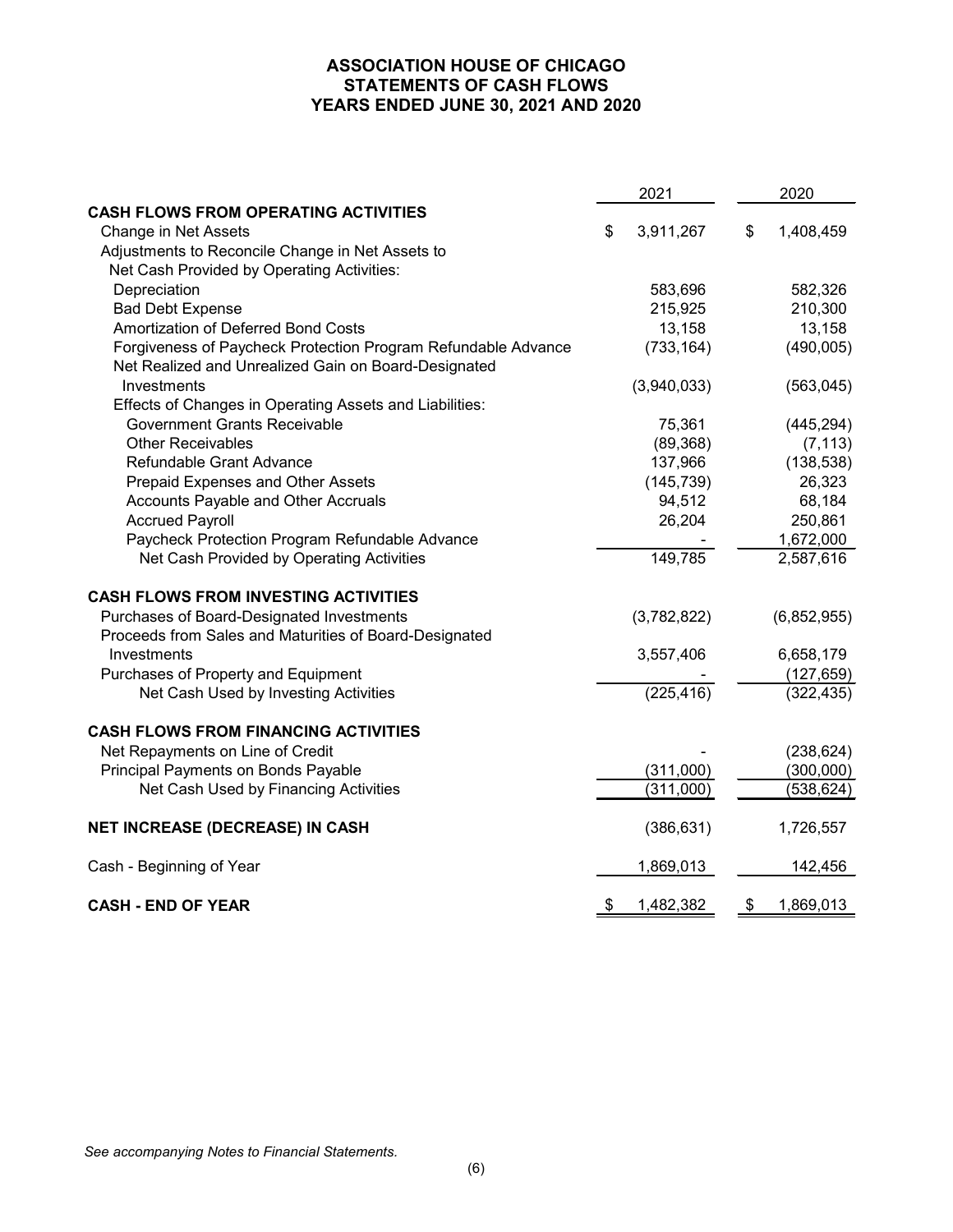# ASSOCIATION HOUSE OF CHICAGO
## STATEMENTS OF CASH FLOWS
## YEARS ENDED JUNE 30, 2021 AND 2020

| | 2021 | 2020 |
|---|---|---|
| **CASH FLOWS FROM OPERATING ACTIVITIES** | | |
| Change in Net Assets | $ 3,911,267 | $ 1,408,459 |
| Adjustments to Reconcile Change in Net Assets to Net Cash Provided by Operating Activities: | | |
| Depreciation | 583,696 | 582,326 |
| Bad Debt Expense | 215,925 | 210,300 |
| Amortization of Deferred Bond Costs | 13,158 | 13,158 |
| Forgiveness of Paycheck Protection Program Refundable Advance | (733,164) | (490,005) |
| Net Realized and Unrealized Gain on Board-Designated Investments | (3,940,033) | (563,045) |
| Effects of Changes in Operating Assets and Liabilities: | | |
| Government Grants Receivable | 75,361 | (445,294) |
| Other Receivables | (89,368) | (7,113) |
| Refundable Grant Advance | 137,966 | (138,538) |
| Prepaid Expenses and Other Assets | (145,739) | 26,323 |
| Accounts Payable and Other Accruals | 94,512 | 68,184 |
| Accrued Payroll | 26,204 | 250,861 |
| Paycheck Protection Program Refundable Advance | - | 1,672,000 |
| Net Cash Provided by Operating Activities | 149,785 | 2,587,616 |
| **CASH FLOWS FROM INVESTING ACTIVITIES** | | |
| Purchases of Board-Designated Investments | (3,782,822) | (6,852,955) |
| Proceeds from Sales and Maturities of Board-Designated Investments | 3,557,406 | 6,658,179 |
| Purchases of Property and Equipment | - | (127,659) |
| Net Cash Used by Investing Activities | (225,416) | (322,435) |
| **CASH FLOWS FROM FINANCING ACTIVITIES** | | |
| Net Repayments on Line of Credit | - | (238,624) |
| Principal Payments on Bonds Payable | (311,000) | (300,000) |
| Net Cash Used by Financing Activities | (311,000) | (538,624) |
| **NET INCREASE (DECREASE) IN CASH** | (386,631) | 1,726,557 |
| Cash - Beginning of Year | 1,869,013 | 142,456 |
| **CASH - END OF YEAR** | $ 1,482,382 | $ 1,869,013 |

*See accompanying Notes to Financial Statements.*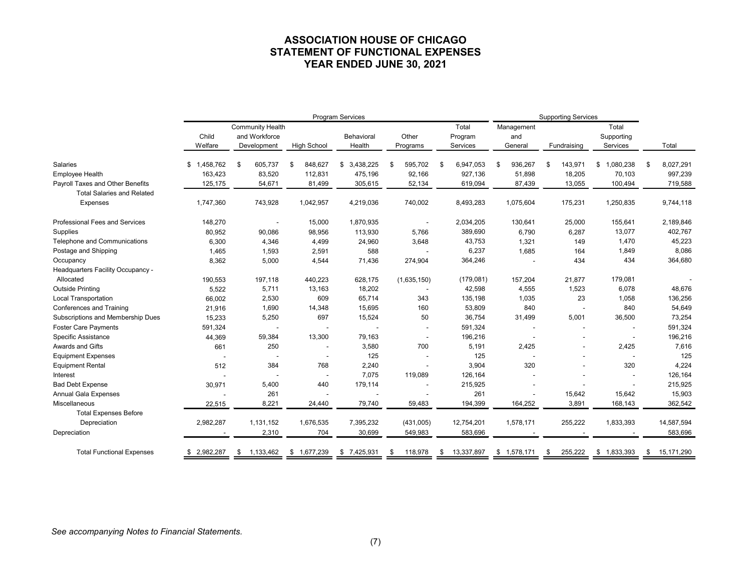# ASSOCIATION HOUSE OF CHICAGO
# STATEMENT OF FUNCTIONAL EXPENSES
# YEAR ENDED JUNE 30, 2021

| | Program Services | | | | | | Supporting Services | | | |
|---|---|---|---|---|---|---|---|---|---|---|
| | Child Welfare | Community Health and Workforce Development | High School | Behavioral Health | Other Programs | Total Program Services | Management and General | Fundraising | Total Supporting Services | Total |
| Salaries | $ 1,458,762 | $ 605,737 | $ 848,627 | $ 3,438,225 | $ 595,702 | $ 6,947,053 | $ 936,267 | $ 143,971 | $ 1,080,238 | $ 8,027,291 |
| Employee Health | 163,423 | 83,520 | 112,831 | 475,196 | 92,166 | 927,136 | 51,898 | 18,205 | 70,103 | 997,239 |
| Payroll Taxes and Other Benefits | 125,175 | 54,671 | 81,499 | 305,615 | 52,134 | 619,094 | 87,439 | 13,055 | 100,494 | 719,588 |
| Total Salaries and Related Expenses | 1,747,360 | 743,928 | 1,042,957 | 4,219,036 | 740,002 | 8,493,283 | 1,075,604 | 175,231 | 1,250,835 | 9,744,118 |
| Professional Fees and Services | 148,270 | - | 15,000 | 1,870,935 | - | 2,034,205 | 130,641 | 25,000 | 155,641 | 2,189,846 |
| Supplies | 80,952 | 90,086 | 98,956 | 113,930 | 5,766 | 389,690 | 6,790 | 6,287 | 13,077 | 402,767 |
| Telephone and Communications | 6,300 | 4,346 | 4,499 | 24,960 | 3,648 | 43,753 | 1,321 | 149 | 1,470 | 45,223 |
| Postage and Shipping | 1,465 | 1,593 | 2,591 | 588 | - | 6,237 | 1,685 | 164 | 1,849 | 8,086 |
| Occupancy | 8,362 | 5,000 | 4,544 | 71,436 | 274,904 | 364,246 | - | 434 | 434 | 364,680 |
| Headquarters Facility Occupancy - Allocated | 190,553 | 197,118 | 440,223 | 628,175 | (1,635,150) | (179,081) | 157,204 | 21,877 | 179,081 | - |
| Outside Printing | 5,522 | 5,711 | 13,163 | 18,202 | - | 42,598 | 4,555 | 1,523 | 6,078 | 48,676 |
| Local Transportation | 66,002 | 2,530 | 609 | 65,714 | 343 | 135,198 | 1,035 | 23 | 1,058 | 136,256 |
| Conferences and Training | 21,916 | 1,690 | 14,348 | 15,695 | 160 | 53,809 | 840 | - | 840 | 54,649 |
| Subscriptions and Membership Dues | 15,233 | 5,250 | 697 | 15,524 | 50 | 36,754 | 31,499 | 5,001 | 36,500 | 73,254 |
| Foster Care Payments | 591,324 | - | - | - | - | 591,324 | - | - | - | 591,324 |
| Specific Assistance | 44,369 | 59,384 | 13,300 | 79,163 | - | 196,216 | - | - | - | 196,216 |
| Awards and Gifts | 661 | 250 | - | 3,580 | 700 | 5,191 | 2,425 | - | 2,425 | 7,616 |
| Equipment Expenses | - | - | - | 125 | - | 125 | - | - | - | 125 |
| Equipment Rental | 512 | 384 | 768 | 2,240 | - | 3,904 | 320 | - | 320 | 4,224 |
| Interest | - | - | - | 7,075 | 119,089 | 126,164 | - | - | - | 126,164 |
| Bad Debt Expense | 30,971 | 5,400 | 440 | 179,114 | - | 215,925 | - | - | - | 215,925 |
| Annual Gala Expenses | - | 261 | - | - | - | 261 | - | 15,642 | 15,642 | 15,903 |
| Miscellaneous | 22,515 | 8,221 | 24,440 | 79,740 | 59,483 | 194,399 | 164,252 | 3,891 | 168,143 | 362,542 |
| Total Expenses Before Depreciation | 2,982,287 | 1,131,152 | 1,676,535 | 7,395,232 | (431,005) | 12,754,201 | 1,578,171 | 255,222 | 1,833,393 | 14,587,594 |
| Depreciation | - | 2,310 | 704 | 30,699 | 549,983 | 583,696 | - | - | - | 583,696 |
| Total Functional Expenses | $ 2,982,287 | $ 1,133,462 | $ 1,677,239 | $ 7,425,931 | $ 118,978 | $ 13,337,897 | $ 1,578,171 | $ 255,222 | $ 1,833,393 | $ 15,171,290 |

*See accompanying Notes to Financial Statements.*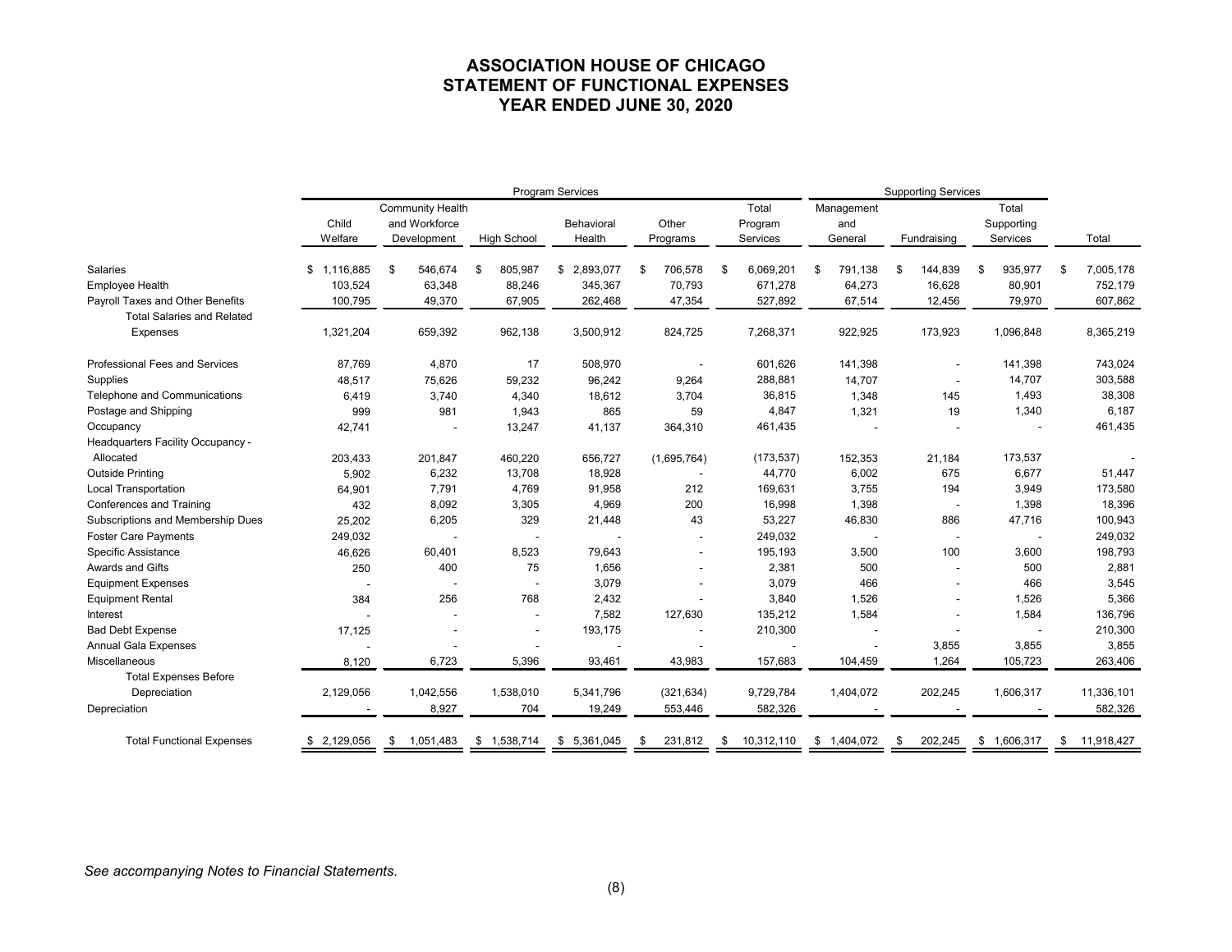# ASSOCIATION HOUSE OF CHICAGO
# STATEMENT OF FUNCTIONAL EXPENSES
# YEAR ENDED JUNE 30, 2020

| | Program Services | | | | | | Supporting Services | | | |
|---|---|---|---|---|---|---|---|---|---|---|
| | Child Welfare | Community Health and Workforce Development | High School | Behavioral Health | Other Programs | Total Program Services | Management and General | Fundraising | Total Supporting Services | Total |
| Salaries | $ 1,116,885 | $ 546,674 | $ 805,987 | $ 2,893,077 | $ 706,578 | $ 6,069,201 | $ 791,138 | $ 144,839 | $ 935,977 | $ 7,005,178 |
| Employee Health | 103,524 | 63,348 | 88,246 | 345,367 | 70,793 | 671,278 | 64,273 | 16,628 | 80,901 | 752,179 |
| Payroll Taxes and Other Benefits | 100,795 | 49,370 | 67,905 | 262,468 | 47,354 | 527,892 | 67,514 | 12,456 | 79,970 | 607,862 |
| Total Salaries and Related Expenses | 1,321,204 | 659,392 | 962,138 | 3,500,912 | 824,725 | 7,268,371 | 922,925 | 173,923 | 1,096,848 | 8,365,219 |
| Professional Fees and Services | 87,769 | 4,870 | 17 | 508,970 | - | 601,626 | 141,398 | - | 141,398 | 743,024 |
| Supplies | 48,517 | 75,626 | 59,232 | 96,242 | 9,264 | 288,881 | 14,707 | - | 14,707 | 303,588 |
| Telephone and Communications | 6,419 | 3,740 | 4,340 | 18,612 | 3,704 | 36,815 | 1,348 | 145 | 1,493 | 38,308 |
| Postage and Shipping | 999 | 981 | 1,943 | 865 | 59 | 4,847 | 1,321 | 19 | 1,340 | 6,187 |
| Occupancy | 42,741 | - | 13,247 | 41,137 | 364,310 | 461,435 | - | - | - | 461,435 |
| Headquarters Facility Occupancy - Allocated | 203,433 | 201,847 | 460,220 | 656,727 | (1,695,764) | (173,537) | 152,353 | 21,184 | 173,537 | - |
| Outside Printing | 5,902 | 6,232 | 13,708 | 18,928 | - | 44,770 | 6,002 | 675 | 6,677 | 51,447 |
| Local Transportation | 64,901 | 7,791 | 4,769 | 91,958 | 212 | 169,631 | 3,755 | 194 | 3,949 | 173,580 |
| Conferences and Training | 432 | 8,092 | 3,305 | 4,969 | 200 | 16,998 | 1,398 | - | 1,398 | 18,396 |
| Subscriptions and Membership Dues | 25,202 | 6,205 | 329 | 21,448 | 43 | 53,227 | 46,830 | 886 | 47,716 | 100,943 |
| Foster Care Payments | 249,032 | - | - | - | - | 249,032 | - | - | - | 249,032 |
| Specific Assistance | 46,626 | 60,401 | 8,523 | 79,643 | - | 195,193 | 3,500 | 100 | 3,600 | 198,793 |
| Awards and Gifts | 250 | 400 | 75 | 1,656 | - | 2,381 | 500 | - | 500 | 2,881 |
| Equipment Expenses | - | - | - | 3,079 | - | 3,079 | 466 | - | 466 | 3,545 |
| Equipment Rental | 384 | 256 | 768 | 2,432 | - | 3,840 | 1,526 | - | 1,526 | 5,366 |
| Interest | - | - | - | 7,582 | 127,630 | 135,212 | 1,584 | - | 1,584 | 136,796 |
| Bad Debt Expense | 17,125 | - | - | 193,175 | - | 210,300 | - | - | - | 210,300 |
| Annual Gala Expenses | - | - | - | - | - | - | - | 3,855 | 3,855 | 3,855 |
| Miscellaneous | 8,120 | 6,723 | 5,396 | 93,461 | 43,983 | 157,683 | 104,459 | 1,264 | 105,723 | 263,406 |
| Total Expenses Before Depreciation | 2,129,056 | 1,042,556 | 1,538,010 | 5,341,796 | (321,634) | 9,729,784 | 1,404,072 | 202,245 | 1,606,317 | 11,336,101 |
| Depreciation | - | 8,927 | 704 | 19,249 | 553,446 | 582,326 | - | - | - | 582,326 |
| Total Functional Expenses | $ 2,129,056 | $ 1,051,483 | $ 1,538,714 | $ 5,361,045 | $ 231,812 | $ 10,312,110 | $ 1,404,072 | $ 202,245 | $ 1,606,317 | $ 11,918,427 |

*See accompanying Notes to Financial Statements.*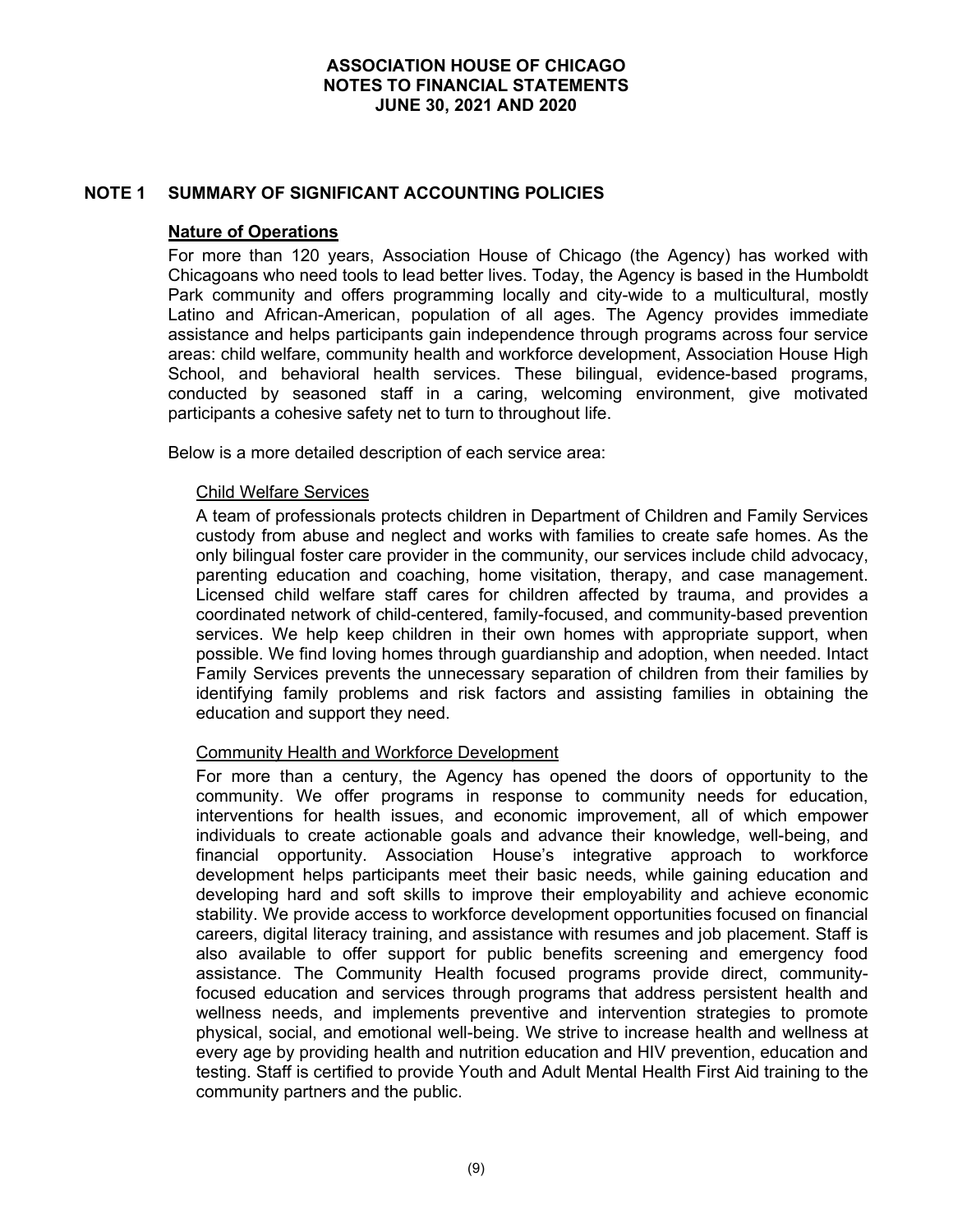# ASSOCIATION HOUSE OF CHICAGO
## NOTES TO FINANCIAL STATEMENTS
## JUNE 30, 2021 AND 2020

## NOTE 1 SUMMARY OF SIGNIFICANT ACCOUNTING POLICIES

### Nature of Operations

For more than 120 years, Association House of Chicago (the Agency) has worked with Chicagoans who need tools to lead better lives. Today, the Agency is based in the Humboldt Park community and offers programming locally and city-wide to a multicultural, mostly Latino and African-American, population of all ages. The Agency provides immediate assistance and helps participants gain independence through programs across four service areas: child welfare, community health and workforce development, Association House High School, and behavioral health services. These bilingual, evidence-based programs, conducted by seasoned staff in a caring, welcoming environment, give motivated participants a cohesive safety net to turn to throughout life.

Below is a more detailed description of each service area:

#### Child Welfare Services

A team of professionals protects children in Department of Children and Family Services custody from abuse and neglect and works with families to create safe homes. As the only bilingual foster care provider in the community, our services include child advocacy, parenting education and coaching, home visitation, therapy, and case management. Licensed child welfare staff cares for children affected by trauma, and provides a coordinated network of child-centered, family-focused, and community-based prevention services. We help keep children in their own homes with appropriate support, when possible. We find loving homes through guardianship and adoption, when needed. Intact Family Services prevents the unnecessary separation of children from their families by identifying family problems and risk factors and assisting families in obtaining the education and support they need.

#### Community Health and Workforce Development

For more than a century, the Agency has opened the doors of opportunity to the community. We offer programs in response to community needs for education, interventions for health issues, and economic improvement, all of which empower individuals to create actionable goals and advance their knowledge, well-being, and financial opportunity. Association House's integrative approach to workforce development helps participants meet their basic needs, while gaining education and developing hard and soft skills to improve their employability and achieve economic stability. We provide access to workforce development opportunities focused on financial careers, digital literacy training, and assistance with resumes and job placement. Staff is also available to offer support for public benefits screening and emergency food assistance. The Community Health focused programs provide direct, community-focused education and services through programs that address persistent health and wellness needs, and implements preventive and intervention strategies to promote physical, social, and emotional well-being. We strive to increase health and wellness at every age by providing health and nutrition education and HIV prevention, education and testing. Staff is certified to provide Youth and Adult Mental Health First Aid training to the community partners and the public.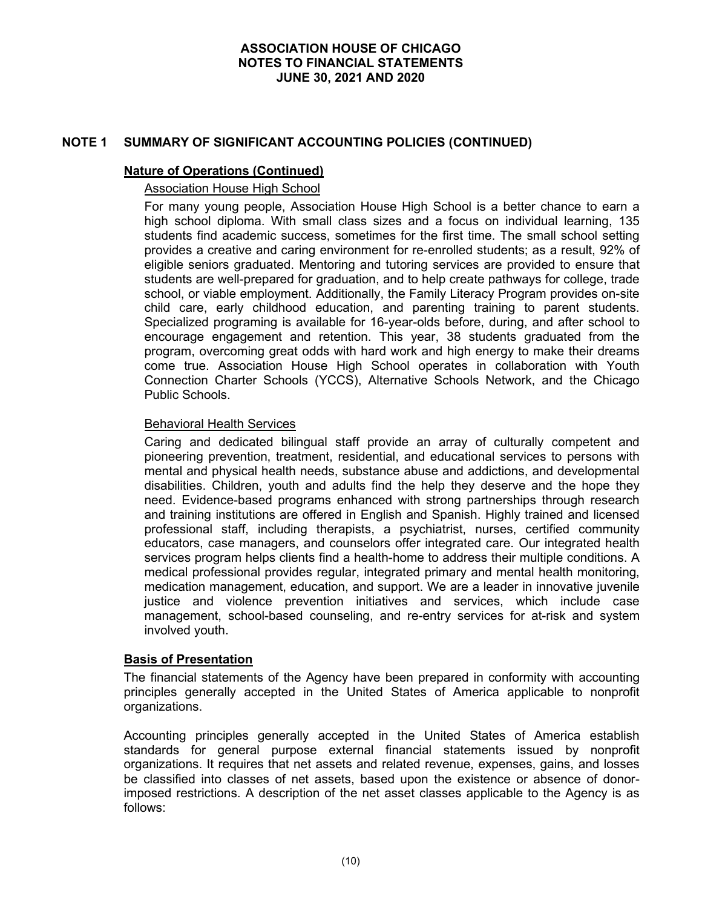## NOTE 1 SUMMARY OF SIGNIFICANT ACCOUNTING POLICIES (CONTINUED)

### Nature of Operations (Continued)

#### Association House High School

For many young people, Association House High School is a better chance to earn a high school diploma. With small class sizes and a focus on individual learning, 135 students find academic success, sometimes for the first time. The small school setting provides a creative and caring environment for re-enrolled students; as a result, 92% of eligible seniors graduated. Mentoring and tutoring services are provided to ensure that students are well-prepared for graduation, and to help create pathways for college, trade school, or viable employment. Additionally, the Family Literacy Program provides on-site child care, early childhood education, and parenting training to parent students. Specialized programing is available for 16-year-olds before, during, and after school to encourage engagement and retention. This year, 38 students graduated from the program, overcoming great odds with hard work and high energy to make their dreams come true. Association House High School operates in collaboration with Youth Connection Charter Schools (YCCS), Alternative Schools Network, and the Chicago Public Schools.

#### Behavioral Health Services

Caring and dedicated bilingual staff provide an array of culturally competent and pioneering prevention, treatment, residential, and educational services to persons with mental and physical health needs, substance abuse and addictions, and developmental disabilities. Children, youth and adults find the help they deserve and the hope they need. Evidence-based programs enhanced with strong partnerships through research and training institutions are offered in English and Spanish. Highly trained and licensed professional staff, including therapists, a psychiatrist, nurses, certified community educators, case managers, and counselors offer integrated care. Our integrated health services program helps clients find a health-home to address their multiple conditions. A medical professional provides regular, integrated primary and mental health monitoring, medication management, education, and support. We are a leader in innovative juvenile justice and violence prevention initiatives and services, which include case management, school-based counseling, and re-entry services for at-risk and system involved youth.

### Basis of Presentation

The financial statements of the Agency have been prepared in conformity with accounting principles generally accepted in the United States of America applicable to nonprofit organizations.

Accounting principles generally accepted in the United States of America establish standards for general purpose external financial statements issued by nonprofit organizations. It requires that net assets and related revenue, expenses, gains, and losses be classified into classes of net assets, based upon the existence or absence of donor-imposed restrictions. A description of the net asset classes applicable to the Agency is as follows: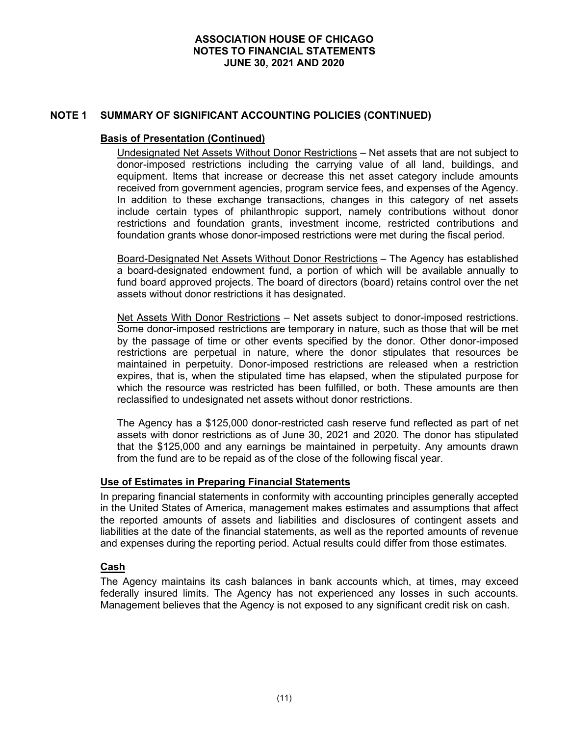## NOTE 1 SUMMARY OF SIGNIFICANT ACCOUNTING POLICIES (CONTINUED)

### Basis of Presentation (Continued)

Undesignated Net Assets Without Donor Restrictions – Net assets that are not subject to donor-imposed restrictions including the carrying value of all land, buildings, and equipment. Items that increase or decrease this net asset category include amounts received from government agencies, program service fees, and expenses of the Agency. In addition to these exchange transactions, changes in this category of net assets include certain types of philanthropic support, namely contributions without donor restrictions and foundation grants, investment income, restricted contributions and foundation grants whose donor-imposed restrictions were met during the fiscal period.

Board-Designated Net Assets Without Donor Restrictions – The Agency has established a board-designated endowment fund, a portion of which will be available annually to fund board approved projects. The board of directors (board) retains control over the net assets without donor restrictions it has designated.

Net Assets With Donor Restrictions – Net assets subject to donor-imposed restrictions. Some donor-imposed restrictions are temporary in nature, such as those that will be met by the passage of time or other events specified by the donor. Other donor-imposed restrictions are perpetual in nature, where the donor stipulates that resources be maintained in perpetuity. Donor-imposed restrictions are released when a restriction expires, that is, when the stipulated time has elapsed, when the stipulated purpose for which the resource was restricted has been fulfilled, or both. These amounts are then reclassified to undesignated net assets without donor restrictions.

The Agency has a $125,000 donor-restricted cash reserve fund reflected as part of net assets with donor restrictions as of June 30, 2021 and 2020. The donor has stipulated that the $125,000 and any earnings be maintained in perpetuity. Any amounts drawn from the fund are to be repaid as of the close of the following fiscal year.

### Use of Estimates in Preparing Financial Statements

In preparing financial statements in conformity with accounting principles generally accepted in the United States of America, management makes estimates and assumptions that affect the reported amounts of assets and liabilities and disclosures of contingent assets and liabilities at the date of the financial statements, as well as the reported amounts of revenue and expenses during the reporting period. Actual results could differ from those estimates.

### Cash

The Agency maintains its cash balances in bank accounts which, at times, may exceed federally insured limits. The Agency has not experienced any losses in such accounts. Management believes that the Agency is not exposed to any significant credit risk on cash.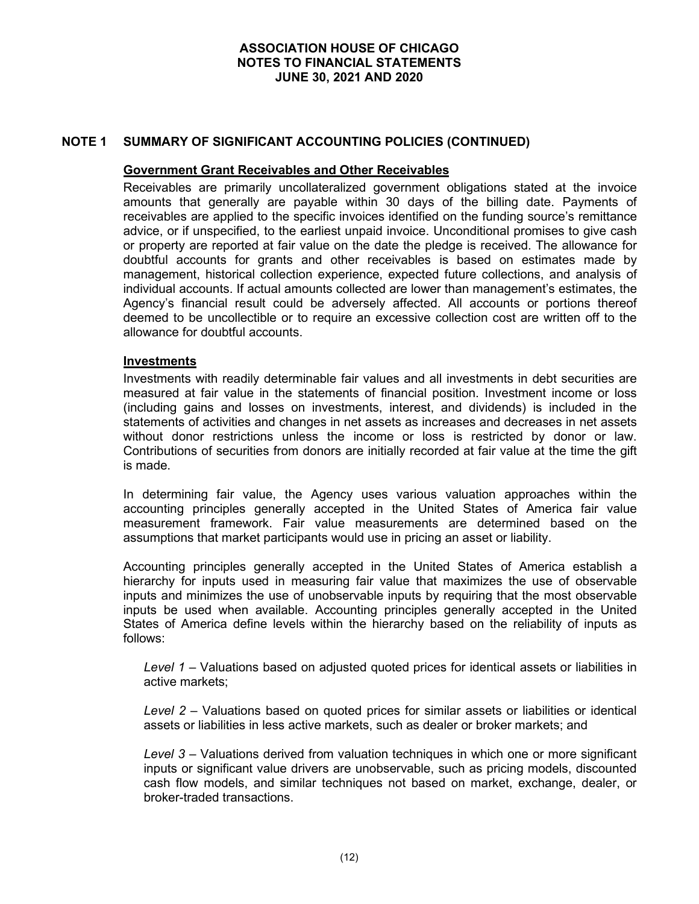## NOTE 1 SUMMARY OF SIGNIFICANT ACCOUNTING POLICIES (CONTINUED)

### Government Grant Receivables and Other Receivables

Receivables are primarily uncollateralized government obligations stated at the invoice amounts that generally are payable within 30 days of the billing date. Payments of receivables are applied to the specific invoices identified on the funding source's remittance advice, or if unspecified, to the earliest unpaid invoice. Unconditional promises to give cash or property are reported at fair value on the date the pledge is received. The allowance for doubtful accounts for grants and other receivables is based on estimates made by management, historical collection experience, expected future collections, and analysis of individual accounts. If actual amounts collected are lower than management's estimates, the Agency's financial result could be adversely affected. All accounts or portions thereof deemed to be uncollectible or to require an excessive collection cost are written off to the allowance for doubtful accounts.

### Investments

Investments with readily determinable fair values and all investments in debt securities are measured at fair value in the statements of financial position. Investment income or loss (including gains and losses on investments, interest, and dividends) is included in the statements of activities and changes in net assets as increases and decreases in net assets without donor restrictions unless the income or loss is restricted by donor or law. Contributions of securities from donors are initially recorded at fair value at the time the gift is made.

In determining fair value, the Agency uses various valuation approaches within the accounting principles generally accepted in the United States of America fair value measurement framework. Fair value measurements are determined based on the assumptions that market participants would use in pricing an asset or liability.

Accounting principles generally accepted in the United States of America establish a hierarchy for inputs used in measuring fair value that maximizes the use of observable inputs and minimizes the use of unobservable inputs by requiring that the most observable inputs be used when available. Accounting principles generally accepted in the United States of America define levels within the hierarchy based on the reliability of inputs as follows:

*Level 1* – Valuations based on adjusted quoted prices for identical assets or liabilities in active markets;

*Level 2* – Valuations based on quoted prices for similar assets or liabilities or identical assets or liabilities in less active markets, such as dealer or broker markets; and

*Level 3* – Valuations derived from valuation techniques in which one or more significant inputs or significant value drivers are unobservable, such as pricing models, discounted cash flow models, and similar techniques not based on market, exchange, dealer, or broker-traded transactions.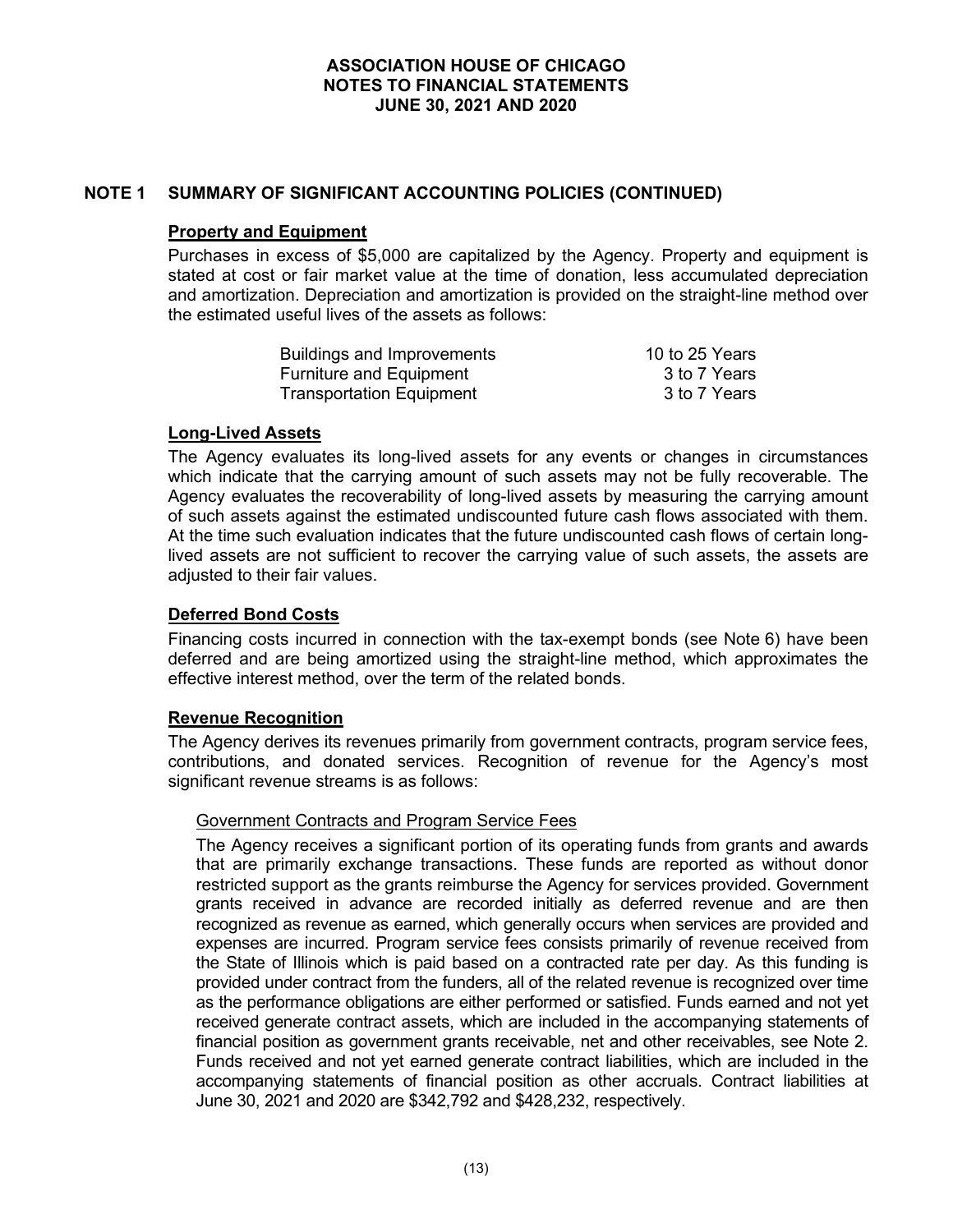## NOTE 1 SUMMARY OF SIGNIFICANT ACCOUNTING POLICIES (CONTINUED)

### Property and Equipment

Purchases in excess of $5,000 are capitalized by the Agency. Property and equipment is stated at cost or fair market value at the time of donation, less accumulated depreciation and amortization. Depreciation and amortization is provided on the straight-line method over the estimated useful lives of the assets as follows:

| | |
|---|---|
| Buildings and Improvements | 10 to 25 Years |
| Furniture and Equipment | 3 to 7 Years |
| Transportation Equipment | 3 to 7 Years |

### Long-Lived Assets

The Agency evaluates its long-lived assets for any events or changes in circumstances which indicate that the carrying amount of such assets may not be fully recoverable. The Agency evaluates the recoverability of long-lived assets by measuring the carrying amount of such assets against the estimated undiscounted future cash flows associated with them. At the time such evaluation indicates that the future undiscounted cash flows of certain long-lived assets are not sufficient to recover the carrying value of such assets, the assets are adjusted to their fair values.

### Deferred Bond Costs

Financing costs incurred in connection with the tax-exempt bonds (see Note 6) have been deferred and are being amortized using the straight-line method, which approximates the effective interest method, over the term of the related bonds.

### Revenue Recognition

The Agency derives its revenues primarily from government contracts, program service fees, contributions, and donated services. Recognition of revenue for the Agency's most significant revenue streams is as follows:

#### Government Contracts and Program Service Fees

The Agency receives a significant portion of its operating funds from grants and awards that are primarily exchange transactions. These funds are reported as without donor restricted support as the grants reimburse the Agency for services provided. Government grants received in advance are recorded initially as deferred revenue and are then recognized as revenue as earned, which generally occurs when services are provided and expenses are incurred. Program service fees consists primarily of revenue received from the State of Illinois which is paid based on a contracted rate per day. As this funding is provided under contract from the funders, all of the related revenue is recognized over time as the performance obligations are either performed or satisfied. Funds earned and not yet received generate contract assets, which are included in the accompanying statements of financial position as government grants receivable, net and other receivables, see Note 2. Funds received and not yet earned generate contract liabilities, which are included in the accompanying statements of financial position as other accruals. Contract liabilities at June 30, 2021 and 2020 are $342,792 and $428,232, respectively.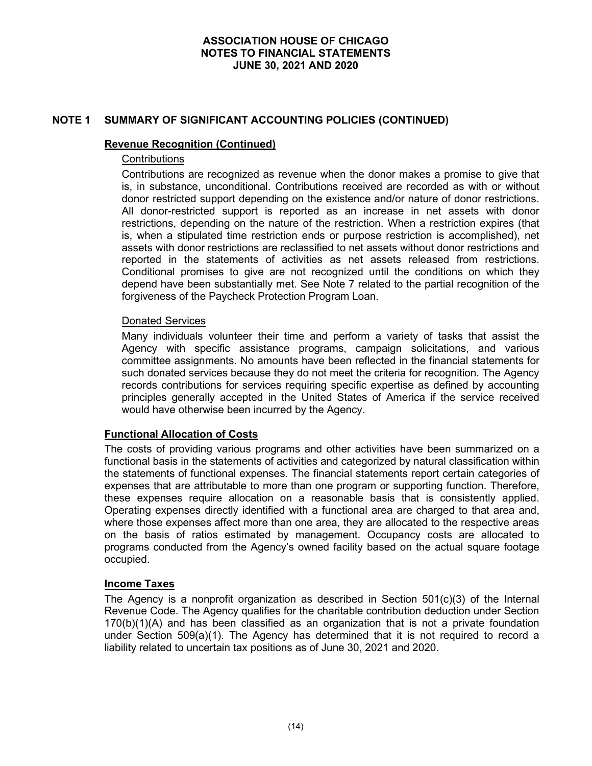## NOTE 1 SUMMARY OF SIGNIFICANT ACCOUNTING POLICIES (CONTINUED)

### Revenue Recognition (Continued)

#### Contributions

Contributions are recognized as revenue when the donor makes a promise to give that is, in substance, unconditional. Contributions received are recorded as with or without donor restricted support depending on the existence and/or nature of donor restrictions. All donor-restricted support is reported as an increase in net assets with donor restrictions, depending on the nature of the restriction. When a restriction expires (that is, when a stipulated time restriction ends or purpose restriction is accomplished), net assets with donor restrictions are reclassified to net assets without donor restrictions and reported in the statements of activities as net assets released from restrictions. Conditional promises to give are not recognized until the conditions on which they depend have been substantially met. See Note 7 related to the partial recognition of the forgiveness of the Paycheck Protection Program Loan.

#### Donated Services

Many individuals volunteer their time and perform a variety of tasks that assist the Agency with specific assistance programs, campaign solicitations, and various committee assignments. No amounts have been reflected in the financial statements for such donated services because they do not meet the criteria for recognition. The Agency records contributions for services requiring specific expertise as defined by accounting principles generally accepted in the United States of America if the service received would have otherwise been incurred by the Agency.

### Functional Allocation of Costs

The costs of providing various programs and other activities have been summarized on a functional basis in the statements of activities and categorized by natural classification within the statements of functional expenses. The financial statements report certain categories of expenses that are attributable to more than one program or supporting function. Therefore, these expenses require allocation on a reasonable basis that is consistently applied. Operating expenses directly identified with a functional area are charged to that area and, where those expenses affect more than one area, they are allocated to the respective areas on the basis of ratios estimated by management. Occupancy costs are allocated to programs conducted from the Agency's owned facility based on the actual square footage occupied.

### Income Taxes

The Agency is a nonprofit organization as described in Section 501(c)(3) of the Internal Revenue Code. The Agency qualifies for the charitable contribution deduction under Section 170(b)(1)(A) and has been classified as an organization that is not a private foundation under Section 509(a)(1). The Agency has determined that it is not required to record a liability related to uncertain tax positions as of June 30, 2021 and 2020.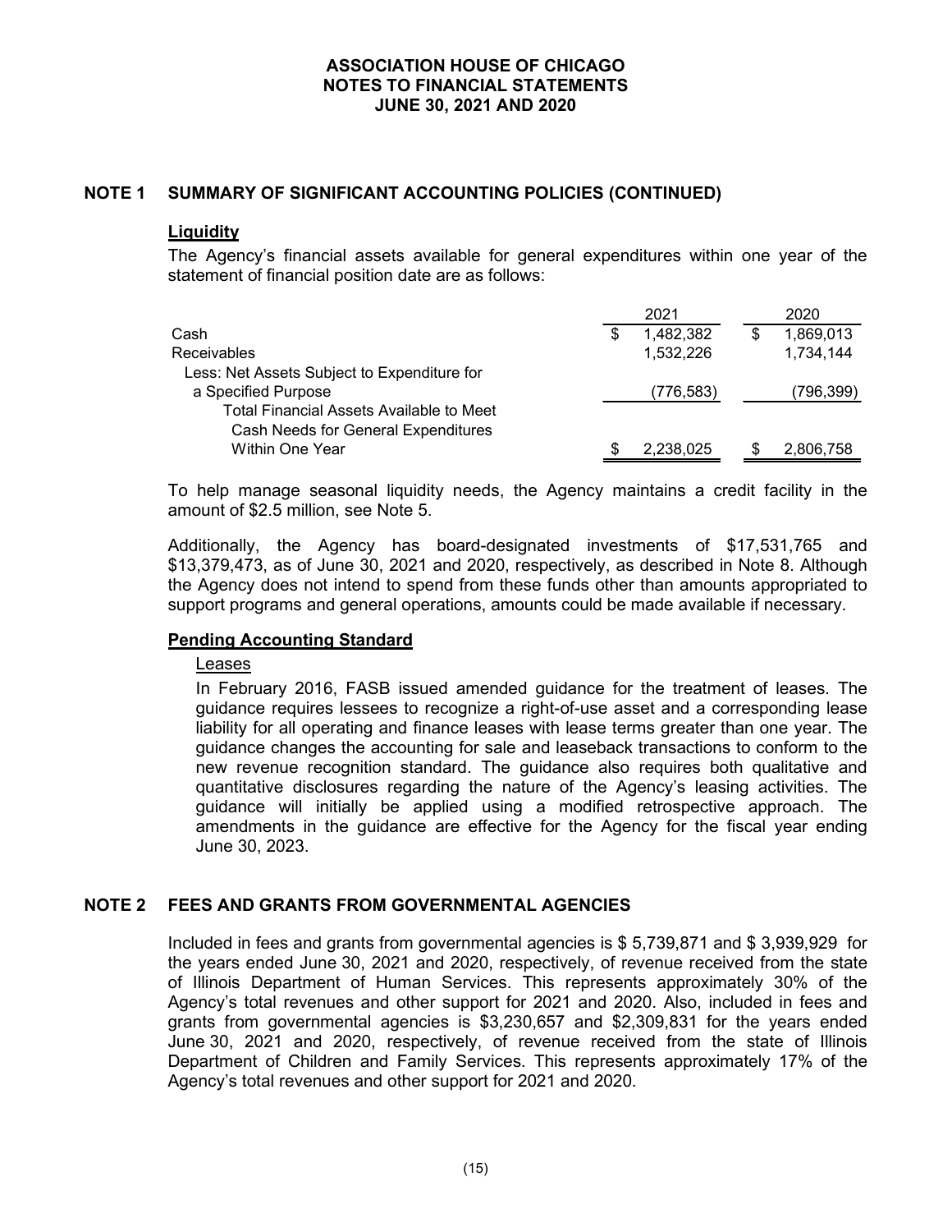# ASSOCIATION HOUSE OF CHICAGO
## NOTES TO FINANCIAL STATEMENTS
## JUNE 30, 2021 AND 2020

## NOTE 1 SUMMARY OF SIGNIFICANT ACCOUNTING POLICIES (CONTINUED)

### Liquidity

The Agency's financial assets available for general expenditures within one year of the statement of financial position date are as follows:

| | 2021 | 2020 |
|---|---|---|
| Cash | $ 1,482,382 | $ 1,869,013 |
| Receivables | 1,532,226 | 1,734,144 |
| Less: Net Assets Subject to Expenditure for a Specified Purpose | (776,583) | (796,399) |
| Total Financial Assets Available to Meet Cash Needs for General Expenditures Within One Year | $ 2,238,025 | $ 2,806,758 |

To help manage seasonal liquidity needs, the Agency maintains a credit facility in the amount of $2.5 million, see Note 5.

Additionally, the Agency has board-designated investments of $17,531,765 and $13,379,473, as of June 30, 2021 and 2020, respectively, as described in Note 8. Although the Agency does not intend to spend from these funds other than amounts appropriated to support programs and general operations, amounts could be made available if necessary.

### Pending Accounting Standard

#### Leases

In February 2016, FASB issued amended guidance for the treatment of leases. The guidance requires lessees to recognize a right-of-use asset and a corresponding lease liability for all operating and finance leases with lease terms greater than one year. The guidance changes the accounting for sale and leaseback transactions to conform to the new revenue recognition standard. The guidance also requires both qualitative and quantitative disclosures regarding the nature of the Agency's leasing activities. The guidance will initially be applied using a modified retrospective approach. The amendments in the guidance are effective for the Agency for the fiscal year ending June 30, 2023.

## NOTE 2 FEES AND GRANTS FROM GOVERNMENTAL AGENCIES

Included in fees and grants from governmental agencies is $ 5,739,871 and $ 3,939,929 for the years ended June 30, 2021 and 2020, respectively, of revenue received from the state of Illinois Department of Human Services. This represents approximately 30% of the Agency's total revenues and other support for 2021 and 2020. Also, included in fees and grants from governmental agencies is $3,230,657 and $2,309,831 for the years ended June 30, 2021 and 2020, respectively, of revenue received from the state of Illinois Department of Children and Family Services. This represents approximately 17% of the Agency's total revenues and other support for 2021 and 2020.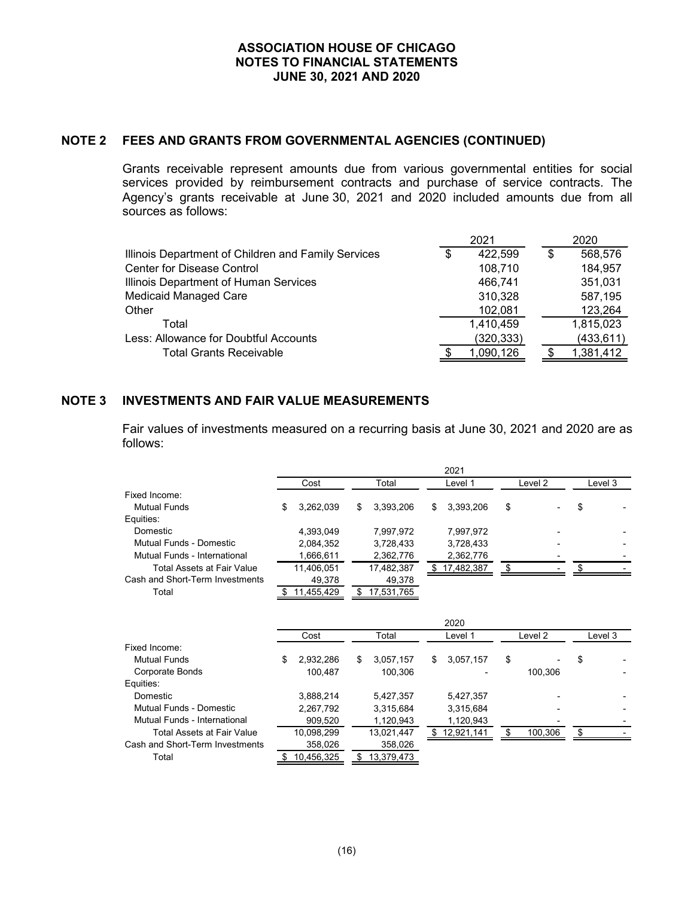## NOTE 2 FEES AND GRANTS FROM GOVERNMENTAL AGENCIES (CONTINUED)

Grants receivable represent amounts due from various governmental entities for social services provided by reimbursement contracts and purchase of service contracts. The Agency's grants receivable at June 30, 2021 and 2020 included amounts due from all sources as follows:

| | 2021 | 2020 |
|---|---|---|
| Illinois Department of Children and Family Services | $ 422,599 | $ 568,576 |
| Center for Disease Control | 108,710 | 184,957 |
| Illinois Department of Human Services | 466,741 | 351,031 |
| Medicaid Managed Care | 310,328 | 587,195 |
| Other | 102,081 | 123,264 |
| Total | 1,410,459 | 1,815,023 |
| Less: Allowance for Doubtful Accounts | (320,333) | (433,611) |
| Total Grants Receivable | $ 1,090,126 | $ 1,381,412 |

## NOTE 3 INVESTMENTS AND FAIR VALUE MEASUREMENTS

Fair values of investments measured on a recurring basis at June 30, 2021 and 2020 are as follows:

| | 2021 | | | | |
|---|---|---|---|---|---|
| | Cost | Total | Level 1 | Level 2 | Level 3 |
| Fixed Income: | | | | | |
| Mutual Funds | $ 3,262,039 | $ 3,393,206 | $ 3,393,206 | $ - | $ - |
| Equities: | | | | | |
| Domestic | 4,393,049 | 7,997,972 | 7,997,972 | - | - |
| Mutual Funds - Domestic | 2,084,352 | 3,728,433 | 3,728,433 | - | - |
| Mutual Funds - International | 1,666,611 | 2,362,776 | 2,362,776 | - | - |
| Total Assets at Fair Value | 11,406,051 | 17,482,387 | $ 17,482,387 | $ - | $ - |
| Cash and Short-Term Investments | 49,378 | 49,378 | | | |
| Total | $ 11,455,429 | $ 17,531,765 | | | |

| | 2020 | | | | |
|---|---|---|---|---|---|
| | Cost | Total | Level 1 | Level 2 | Level 3 |
| Fixed Income: | | | | | |
| Mutual Funds | $ 2,932,286 | $ 3,057,157 | $ 3,057,157 | $ - | $ - |
| Corporate Bonds | 100,487 | 100,306 | - | 100,306 | - |
| Equities: | | | | | |
| Domestic | 3,888,214 | 5,427,357 | 5,427,357 | - | - |
| Mutual Funds - Domestic | 2,267,792 | 3,315,684 | 3,315,684 | - | - |
| Mutual Funds - International | 909,520 | 1,120,943 | 1,120,943 | - | - |
| Total Assets at Fair Value | 10,098,299 | 13,021,447 | $ 12,921,141 | $ 100,306 | $ - |
| Cash and Short-Term Investments | 358,026 | 358,026 | | | |
| Total | $ 10,456,325 | $ 13,379,473 | | | |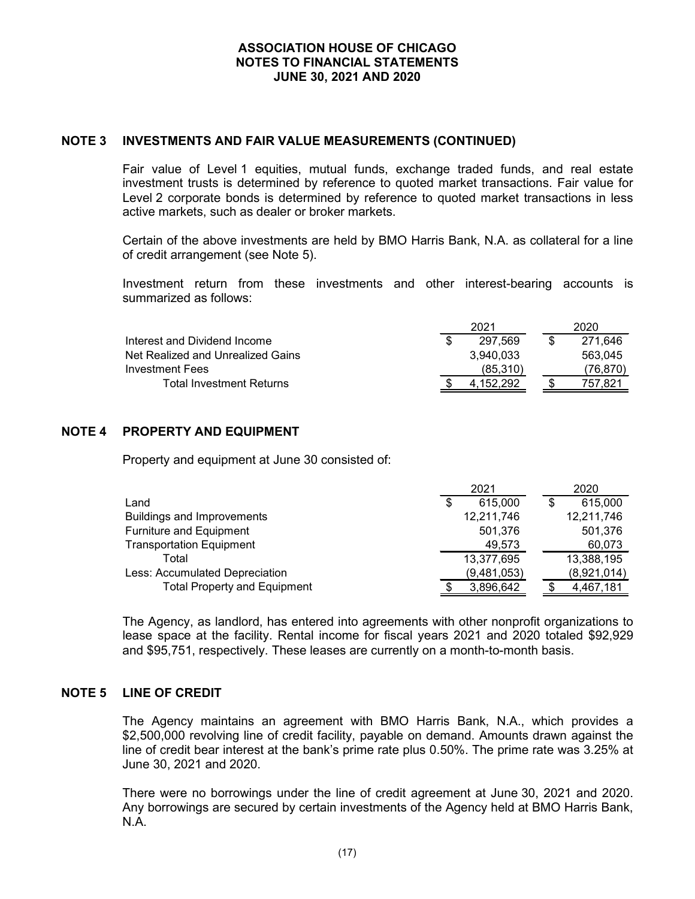## NOTE 3 INVESTMENTS AND FAIR VALUE MEASUREMENTS (CONTINUED)

Fair value of Level 1 equities, mutual funds, exchange traded funds, and real estate investment trusts is determined by reference to quoted market transactions. Fair value for Level 2 corporate bonds is determined by reference to quoted market transactions in less active markets, such as dealer or broker markets.

Certain of the above investments are held by BMO Harris Bank, N.A. as collateral for a line of credit arrangement (see Note 5).

Investment return from these investments and other interest-bearing accounts is summarized as follows:

| | 2021 | 2020 |
|---|---|---|
| Interest and Dividend Income | $ 297,569 | $ 271,646 |
| Net Realized and Unrealized Gains | 3,940,033 | 563,045 |
| Investment Fees | (85,310) | (76,870) |
| Total Investment Returns | $ 4,152,292 | $ 757,821 |

## NOTE 4 PROPERTY AND EQUIPMENT

Property and equipment at June 30 consisted of:

| | 2021 | 2020 |
|---|---|---|
| Land | $ 615,000 | $ 615,000 |
| Buildings and Improvements | 12,211,746 | 12,211,746 |
| Furniture and Equipment | 501,376 | 501,376 |
| Transportation Equipment | 49,573 | 60,073 |
| Total | 13,377,695 | 13,388,195 |
| Less: Accumulated Depreciation | (9,481,053) | (8,921,014) |
| Total Property and Equipment | $ 3,896,642 | $ 4,467,181 |

The Agency, as landlord, has entered into agreements with other nonprofit organizations to lease space at the facility. Rental income for fiscal years 2021 and 2020 totaled $92,929 and $95,751, respectively. These leases are currently on a month-to-month basis.

## NOTE 5 LINE OF CREDIT

The Agency maintains an agreement with BMO Harris Bank, N.A., which provides a $2,500,000 revolving line of credit facility, payable on demand. Amounts drawn against the line of credit bear interest at the bank's prime rate plus 0.50%. The prime rate was 3.25% at June 30, 2021 and 2020.

There were no borrowings under the line of credit agreement at June 30, 2021 and 2020. Any borrowings are secured by certain investments of the Agency held at BMO Harris Bank, N.A.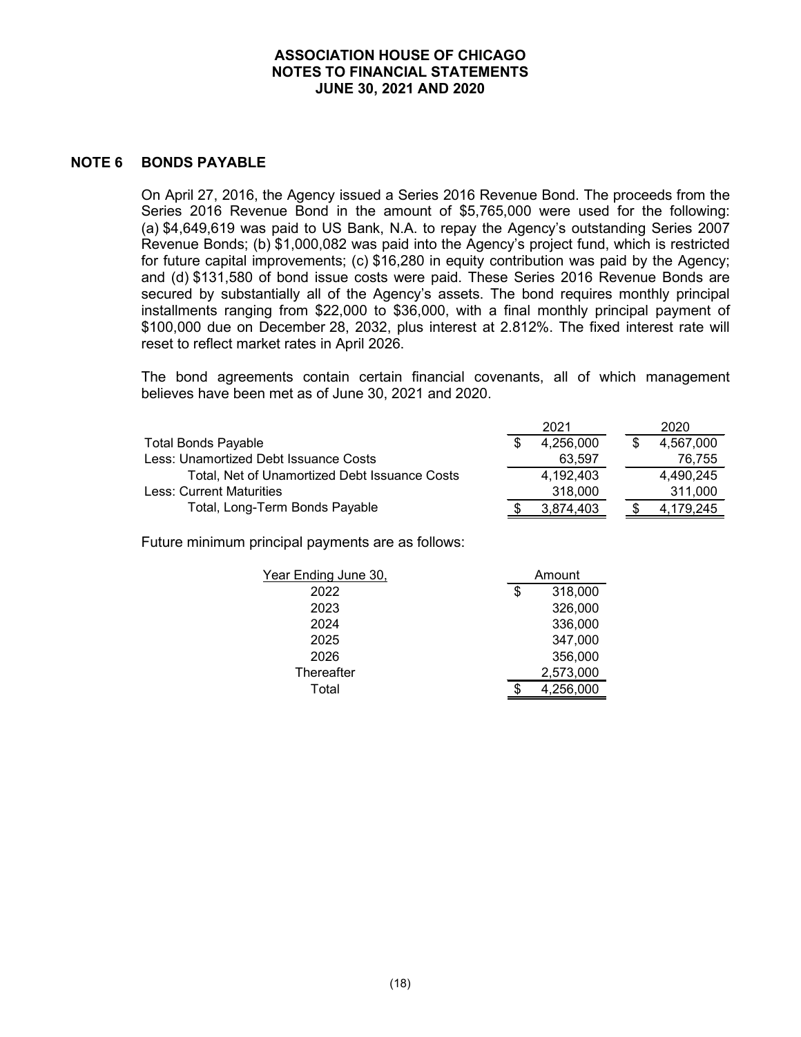## NOTE 6 BONDS PAYABLE

On April 27, 2016, the Agency issued a Series 2016 Revenue Bond. The proceeds from the Series 2016 Revenue Bond in the amount of $5,765,000 were used for the following: (a) $4,649,619 was paid to US Bank, N.A. to repay the Agency's outstanding Series 2007 Revenue Bonds; (b) $1,000,082 was paid into the Agency's project fund, which is restricted for future capital improvements; (c) $16,280 in equity contribution was paid by the Agency; and (d) $131,580 of bond issue costs were paid. These Series 2016 Revenue Bonds are secured by substantially all of the Agency's assets. The bond requires monthly principal installments ranging from $22,000 to $36,000, with a final monthly principal payment of $100,000 due on December 28, 2032, plus interest at 2.812%. The fixed interest rate will reset to reflect market rates in April 2026.

The bond agreements contain certain financial covenants, all of which management believes have been met as of June 30, 2021 and 2020.

| | 2021 | 2020 |
|---|---|---|
| Total Bonds Payable | $ 4,256,000 | $ 4,567,000 |
| Less: Unamortized Debt Issuance Costs | 63,597 | 76,755 |
| Total, Net of Unamortized Debt Issuance Costs | 4,192,403 | 4,490,245 |
| Less: Current Maturities | 318,000 | 311,000 |
| Total, Long-Term Bonds Payable | $ 3,874,403 | $ 4,179,245 |

Future minimum principal payments are as follows:

| Year Ending June 30, | Amount |
|---|---|
| 2022 | $ 318,000 |
| 2023 | 326,000 |
| 2024 | 336,000 |
| 2025 | 347,000 |
| 2026 | 356,000 |
| Thereafter | 2,573,000 |
| Total | $ 4,256,000 |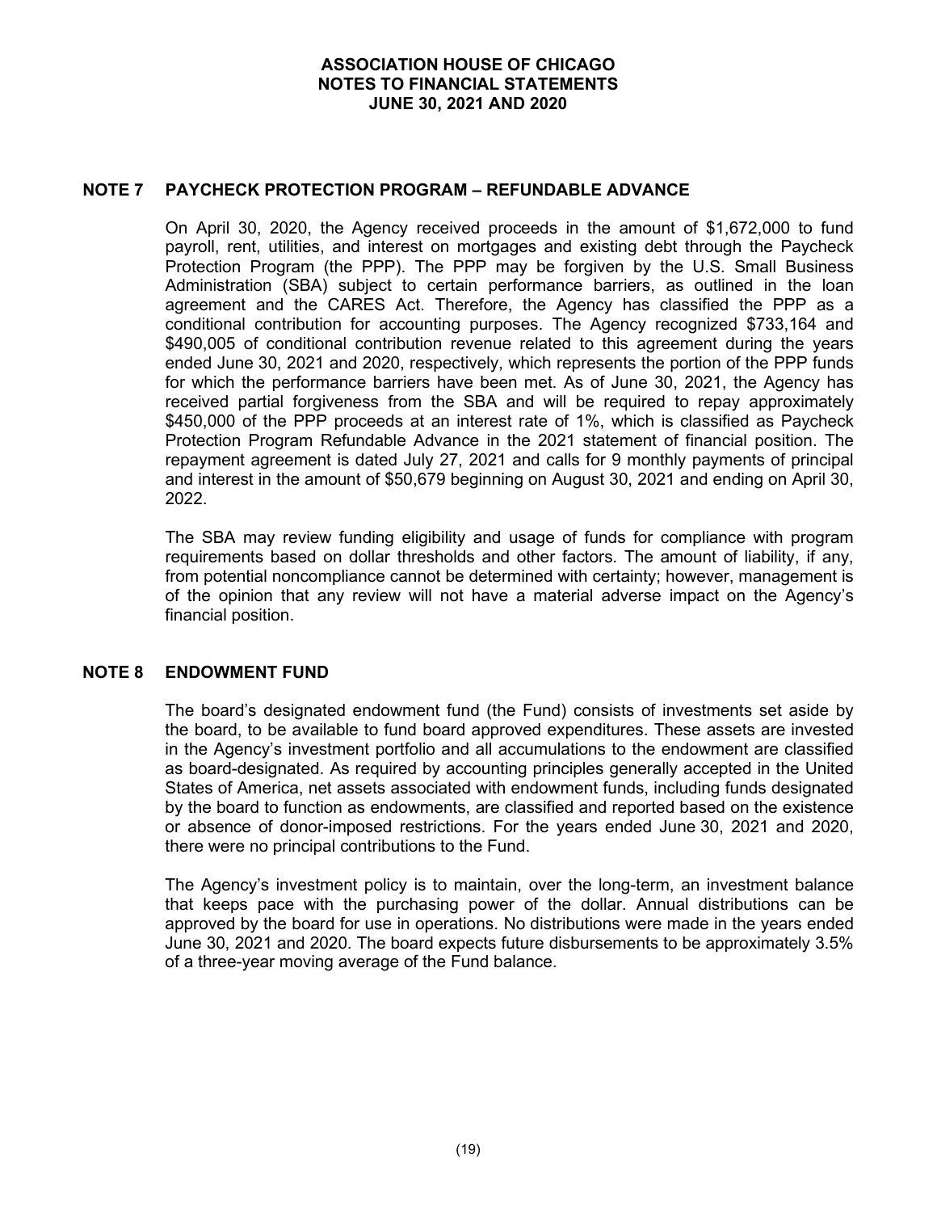## NOTE 7 PAYCHECK PROTECTION PROGRAM – REFUNDABLE ADVANCE

On April 30, 2020, the Agency received proceeds in the amount of $1,672,000 to fund payroll, rent, utilities, and interest on mortgages and existing debt through the Paycheck Protection Program (the PPP). The PPP may be forgiven by the U.S. Small Business Administration (SBA) subject to certain performance barriers, as outlined in the loan agreement and the CARES Act. Therefore, the Agency has classified the PPP as a conditional contribution for accounting purposes. The Agency recognized $733,164 and $490,005 of conditional contribution revenue related to this agreement during the years ended June 30, 2021 and 2020, respectively, which represents the portion of the PPP funds for which the performance barriers have been met. As of June 30, 2021, the Agency has received partial forgiveness from the SBA and will be required to repay approximately $450,000 of the PPP proceeds at an interest rate of 1%, which is classified as Paycheck Protection Program Refundable Advance in the 2021 statement of financial position. The repayment agreement is dated July 27, 2021 and calls for 9 monthly payments of principal and interest in the amount of $50,679 beginning on August 30, 2021 and ending on April 30, 2022.

The SBA may review funding eligibility and usage of funds for compliance with program requirements based on dollar thresholds and other factors. The amount of liability, if any, from potential noncompliance cannot be determined with certainty; however, management is of the opinion that any review will not have a material adverse impact on the Agency's financial position.

## NOTE 8 ENDOWMENT FUND

The board's designated endowment fund (the Fund) consists of investments set aside by the board, to be available to fund board approved expenditures. These assets are invested in the Agency's investment portfolio and all accumulations to the endowment are classified as board-designated. As required by accounting principles generally accepted in the United States of America, net assets associated with endowment funds, including funds designated by the board to function as endowments, are classified and reported based on the existence or absence of donor-imposed restrictions. For the years ended June 30, 2021 and 2020, there were no principal contributions to the Fund.

The Agency's investment policy is to maintain, over the long-term, an investment balance that keeps pace with the purchasing power of the dollar. Annual distributions can be approved by the board for use in operations. No distributions were made in the years ended June 30, 2021 and 2020. The board expects future disbursements to be approximately 3.5% of a three-year moving average of the Fund balance.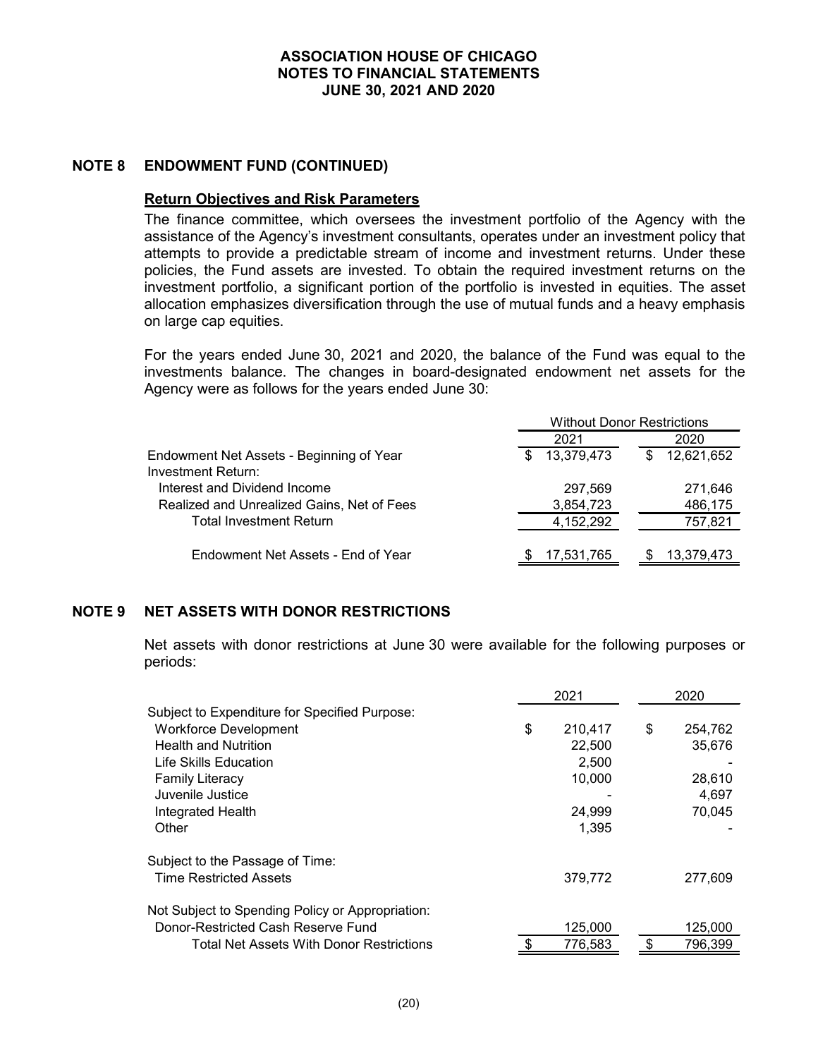## NOTE 8 ENDOWMENT FUND (CONTINUED)

### Return Objectives and Risk Parameters

The finance committee, which oversees the investment portfolio of the Agency with the assistance of the Agency's investment consultants, operates under an investment policy that attempts to provide a predictable stream of income and investment returns. Under these policies, the Fund assets are invested. To obtain the required investment returns on the investment portfolio, a significant portion of the portfolio is invested in equities. The asset allocation emphasizes diversification through the use of mutual funds and a heavy emphasis on large cap equities.

For the years ended June 30, 2021 and 2020, the balance of the Fund was equal to the investments balance. The changes in board-designated endowment net assets for the Agency were as follows for the years ended June 30:

| | Without Donor Restrictions | |
|---|---|---|
| | 2021 | 2020 |
| Endowment Net Assets - Beginning of Year | $ 13,379,473 | $ 12,621,652 |
| Investment Return: | | |
| Interest and Dividend Income | 297,569 | 271,646 |
| Realized and Unrealized Gains, Net of Fees | 3,854,723 | 486,175 |
| Total Investment Return | 4,152,292 | 757,821 |
| Endowment Net Assets - End of Year | $ 17,531,765 | $ 13,379,473 |

## NOTE 9 NET ASSETS WITH DONOR RESTRICTIONS

Net assets with donor restrictions at June 30 were available for the following purposes or periods:

| | 2021 | 2020 |
|---|---|---|
| Subject to Expenditure for Specified Purpose: | | |
| Workforce Development | $ 210,417 | $ 254,762 |
| Health and Nutrition | 22,500 | 35,676 |
| Life Skills Education | 2,500 | - |
| Family Literacy | 10,000 | 28,610 |
| Juvenile Justice | - | 4,697 |
| Integrated Health | 24,999 | 70,045 |
| Other | 1,395 | - |
| Subject to the Passage of Time: | | |
| Time Restricted Assets | 379,772 | 277,609 |
| Not Subject to Spending Policy or Appropriation: | | |
| Donor-Restricted Cash Reserve Fund | 125,000 | 125,000 |
| Total Net Assets With Donor Restrictions | $ 776,583 | $ 796,399 |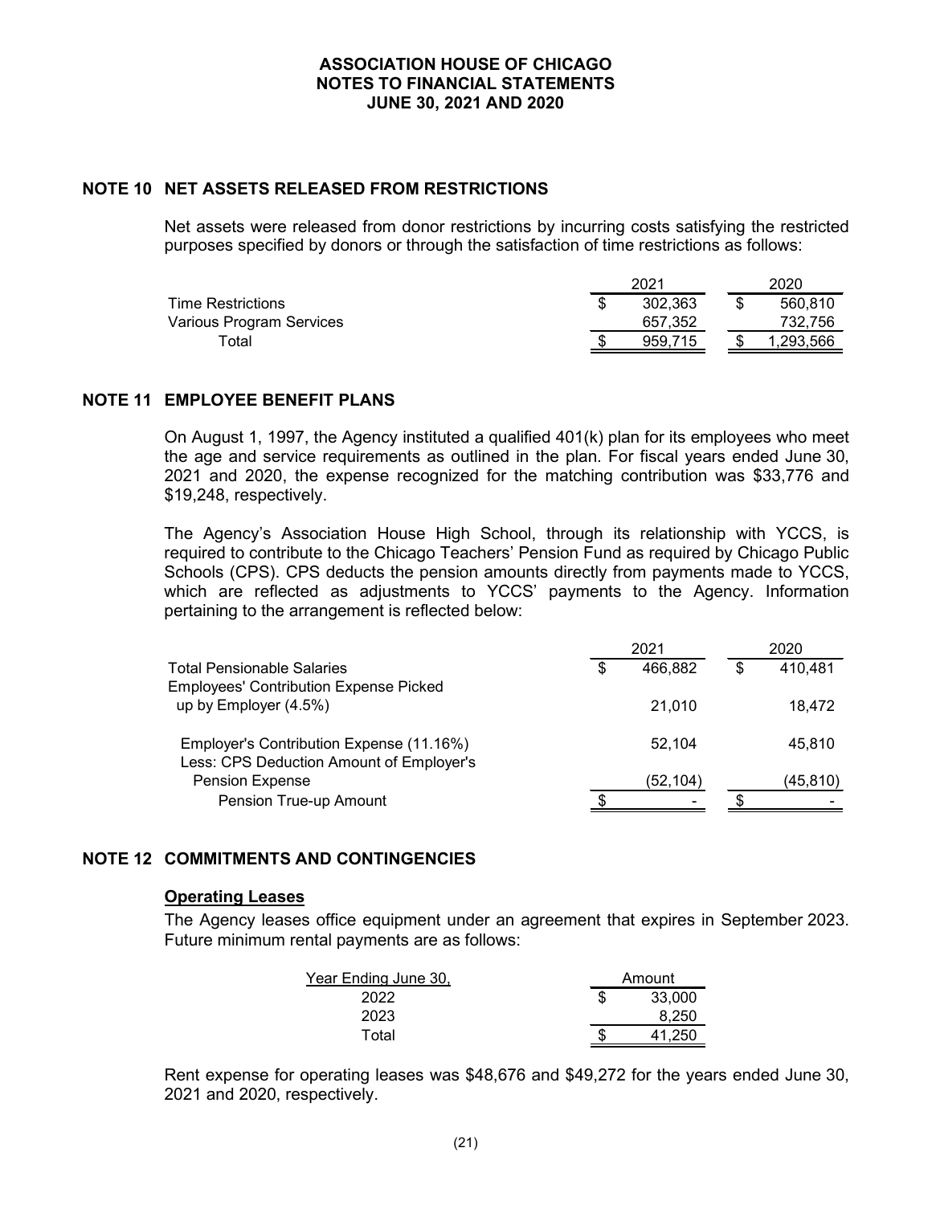# ASSOCIATION HOUSE OF CHICAGO
## NOTES TO FINANCIAL STATEMENTS
## JUNE 30, 2021 AND 2020

### NOTE 10 NET ASSETS RELEASED FROM RESTRICTIONS

Net assets were released from donor restrictions by incurring costs satisfying the restricted purposes specified by donors or through the satisfaction of time restrictions as follows:

| | 2021 | 2020 |
|---|---|---|
| Time Restrictions | $ 302,363 | $ 560,810 |
| Various Program Services | 657,352 | 732,756 |
| Total | $ 959,715 | $ 1,293,566 |

### NOTE 11 EMPLOYEE BENEFIT PLANS

On August 1, 1997, the Agency instituted a qualified 401(k) plan for its employees who meet the age and service requirements as outlined in the plan. For fiscal years ended June 30, 2021 and 2020, the expense recognized for the matching contribution was $33,776 and $19,248, respectively.

The Agency's Association House High School, through its relationship with YCCS, is required to contribute to the Chicago Teachers' Pension Fund as required by Chicago Public Schools (CPS). CPS deducts the pension amounts directly from payments made to YCCS, which are reflected as adjustments to YCCS' payments to the Agency. Information pertaining to the arrangement is reflected below:

| | 2021 | 2020 |
|---|---|---|
| Total Pensionable Salaries | $ 466,882 | $ 410,481 |
| Employees' Contribution Expense Picked up by Employer (4.5%) | 21,010 | 18,472 |
| Employer's Contribution Expense (11.16%) | 52,104 | 45,810 |
| Less: CPS Deduction Amount of Employer's Pension Expense | (52,104) | (45,810) |
| Pension True-up Amount | $ - | $ - |

### NOTE 12 COMMITMENTS AND CONTINGENCIES

**Operating Leases**

The Agency leases office equipment under an agreement that expires in September 2023. Future minimum rental payments are as follows:

| Year Ending June 30, | Amount |
|---|---|
| 2022 | $ 33,000 |
| 2023 | 8,250 |
| Total | $ 41,250 |

Rent expense for operating leases was $48,676 and $49,272 for the years ended June 30, 2021 and 2020, respectively.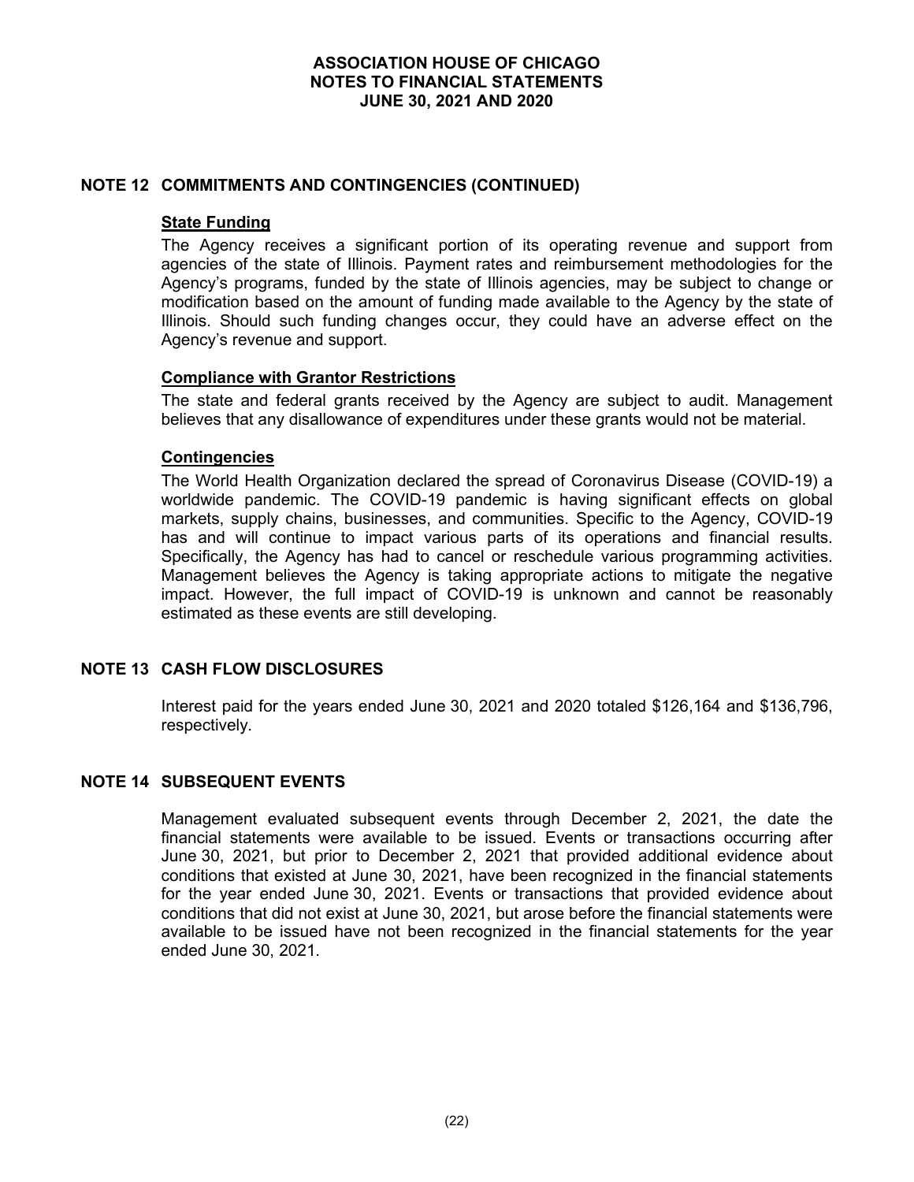## NOTE 12 COMMITMENTS AND CONTINGENCIES (CONTINUED)

### State Funding

The Agency receives a significant portion of its operating revenue and support from agencies of the state of Illinois. Payment rates and reimbursement methodologies for the Agency's programs, funded by the state of Illinois agencies, may be subject to change or modification based on the amount of funding made available to the Agency by the state of Illinois. Should such funding changes occur, they could have an adverse effect on the Agency's revenue and support.

### Compliance with Grantor Restrictions

The state and federal grants received by the Agency are subject to audit. Management believes that any disallowance of expenditures under these grants would not be material.

### Contingencies

The World Health Organization declared the spread of Coronavirus Disease (COVID-19) a worldwide pandemic. The COVID-19 pandemic is having significant effects on global markets, supply chains, businesses, and communities. Specific to the Agency, COVID-19 has and will continue to impact various parts of its operations and financial results. Specifically, the Agency has had to cancel or reschedule various programming activities. Management believes the Agency is taking appropriate actions to mitigate the negative impact. However, the full impact of COVID-19 is unknown and cannot be reasonably estimated as these events are still developing.

## NOTE 13 CASH FLOW DISCLOSURES

Interest paid for the years ended June 30, 2021 and 2020 totaled $126,164 and $136,796, respectively.

## NOTE 14 SUBSEQUENT EVENTS

Management evaluated subsequent events through December 2, 2021, the date the financial statements were available to be issued. Events or transactions occurring after June 30, 2021, but prior to December 2, 2021 that provided additional evidence about conditions that existed at June 30, 2021, have been recognized in the financial statements for the year ended June 30, 2021. Events or transactions that provided evidence about conditions that did not exist at June 30, 2021, but arose before the financial statements were available to be issued have not been recognized in the financial statements for the year ended June 30, 2021.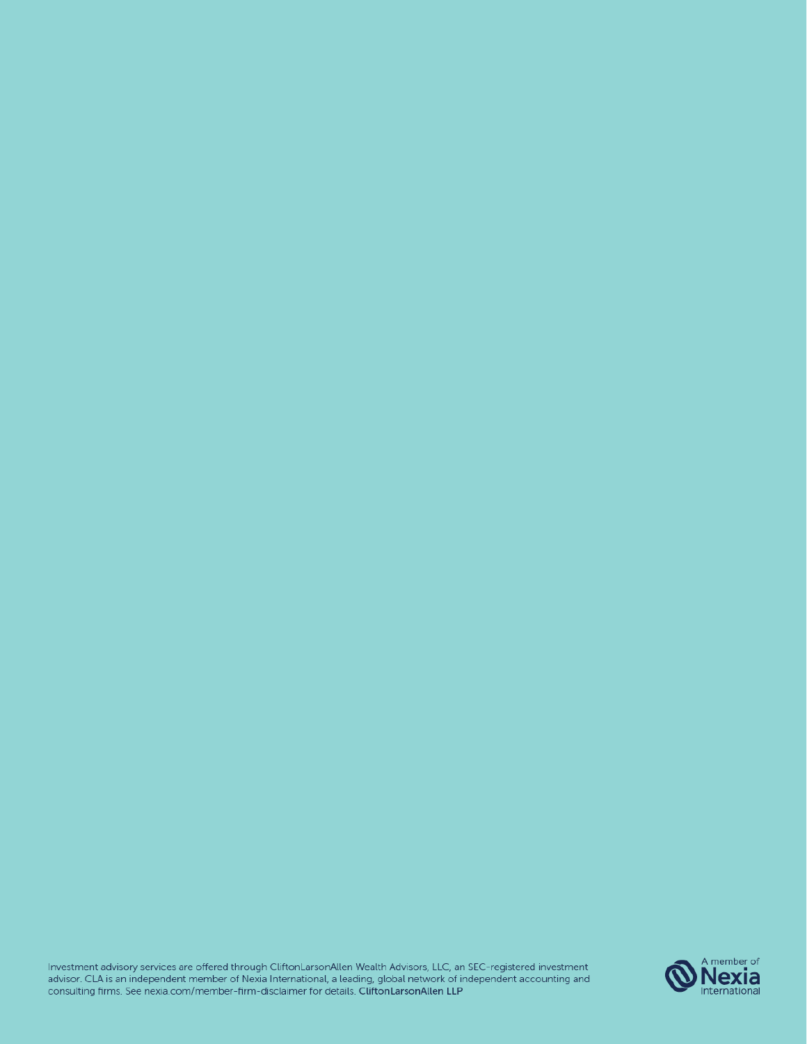Investment advisory services are offered through CliftonLarsonAllen Wealth Advisors, LLC, an SEC-registered investment advisor. CLA is an independent member of Nexia International, a leading, global network of independent accounting and consulting firms. See nexia.com/member-firm-disclaimer for details. **CliftonLarsonAllen LLP**

A member of Nexia International